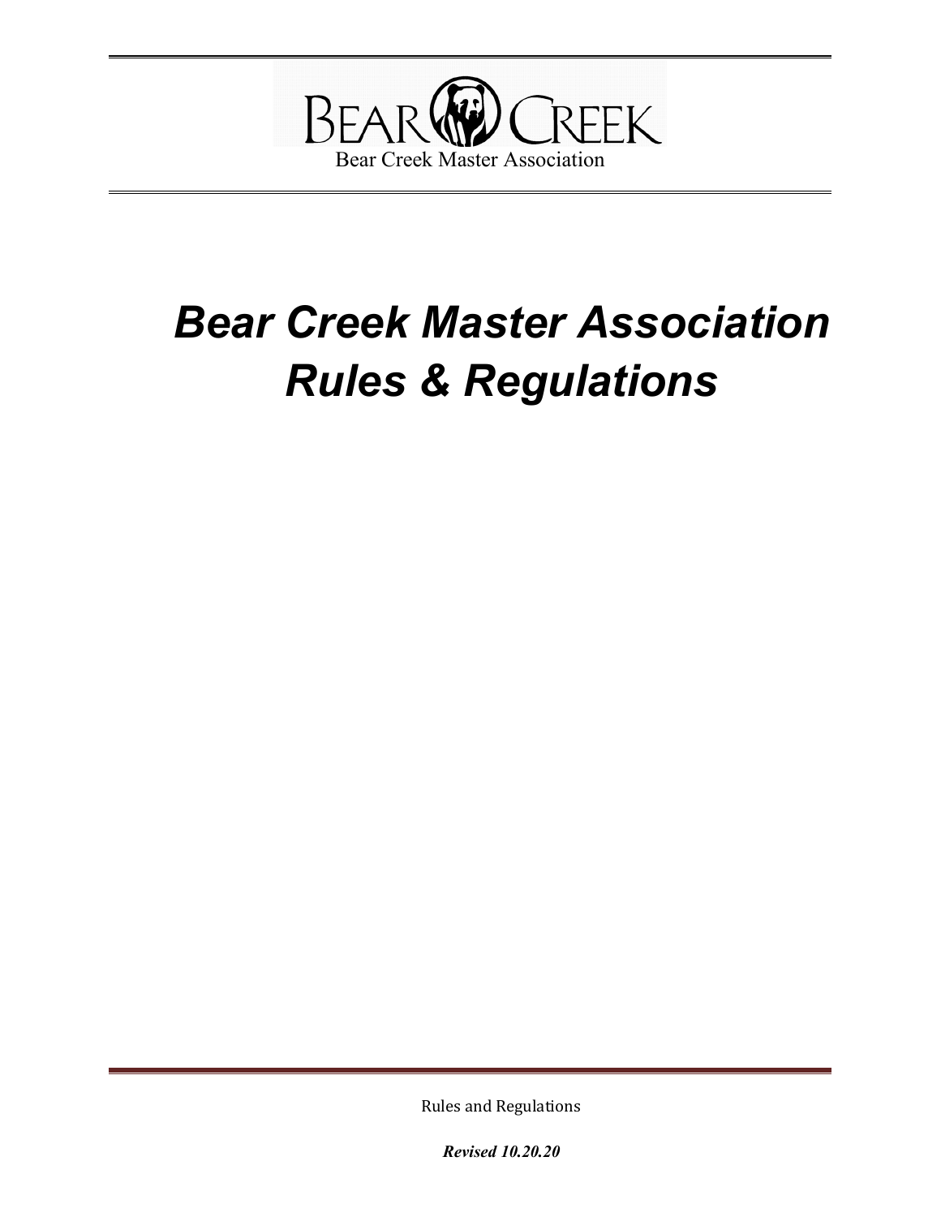BEAR CREEK

Bear Creek Master Association

# *Bear Creek Master Association Rules & Regulations*

Rules and Regulations

***Revised 10.20.20***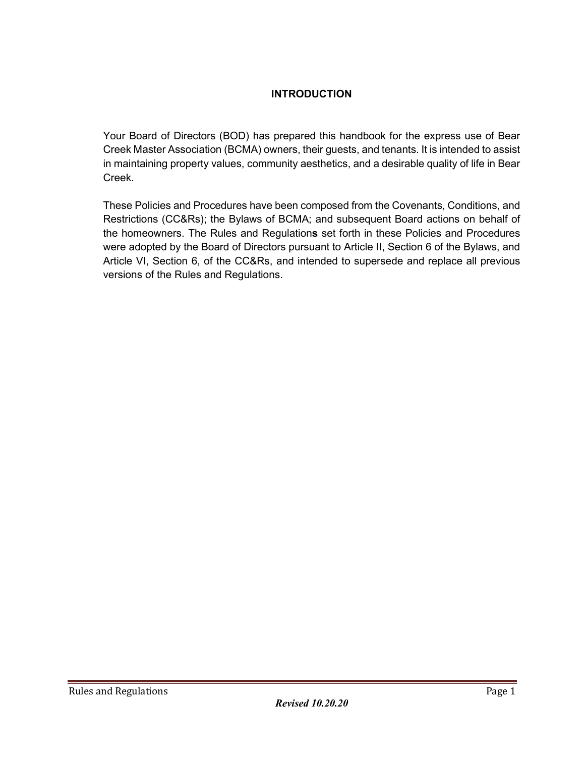# INTRODUCTION

Your Board of Directors (BOD) has prepared this handbook for the express use of Bear Creek Master Association (BCMA) owners, their guests, and tenants. It is intended to assist in maintaining property values, community aesthetics, and a desirable quality of life in Bear Creek.

These Policies and Procedures have been composed from the Covenants, Conditions, and Restrictions (CC&Rs); the Bylaws of BCMA; and subsequent Board actions on behalf of the homeowners. The Rules and Regulation**s** set forth in these Policies and Procedures were adopted by the Board of Directors pursuant to Article II, Section 6 of the Bylaws, and Article VI, Section 6, of the CC&Rs, and intended to supersede and replace all previous versions of the Rules and Regulations.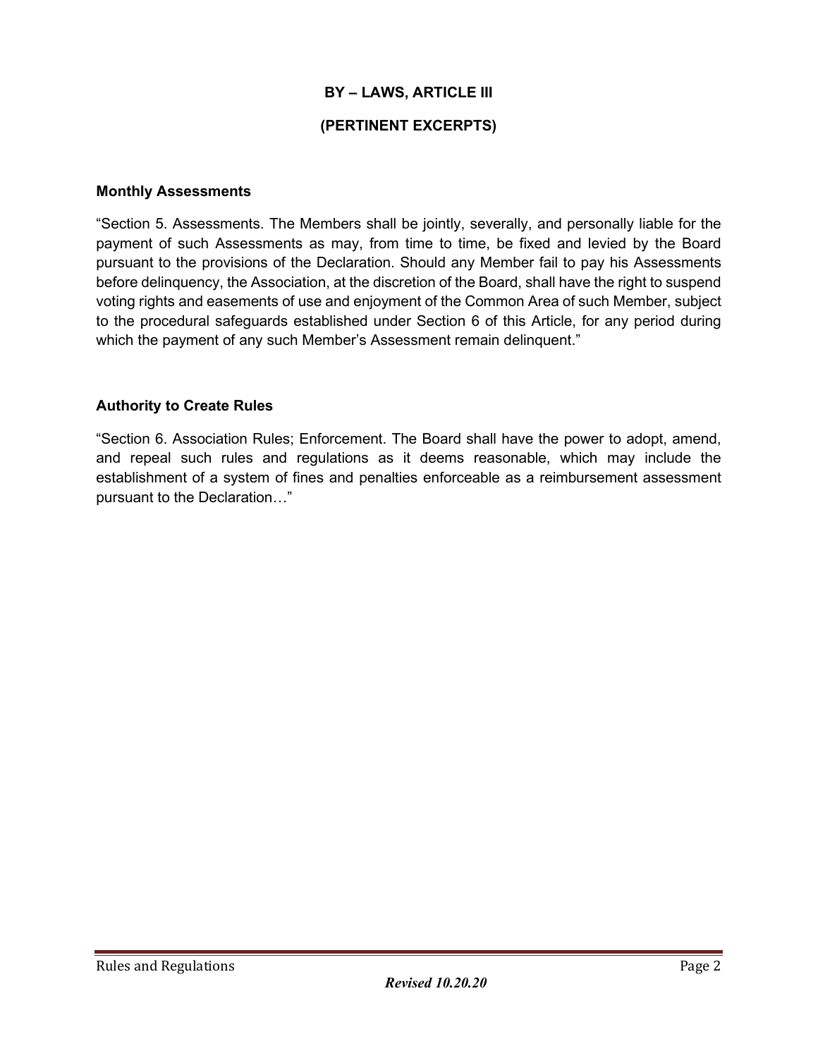# BY – LAWS, ARTICLE III

## (PERTINENT EXCERPTS)

### Monthly Assessments

"Section 5. Assessments. The Members shall be jointly, severally, and personally liable for the payment of such Assessments as may, from time to time, be fixed and levied by the Board pursuant to the provisions of the Declaration. Should any Member fail to pay his Assessments before delinquency, the Association, at the discretion of the Board, shall have the right to suspend voting rights and easements of use and enjoyment of the Common Area of such Member, subject to the procedural safeguards established under Section 6 of this Article, for any period during which the payment of any such Member's Assessment remain delinquent."

### Authority to Create Rules

"Section 6. Association Rules; Enforcement. The Board shall have the power to adopt, amend, and repeal such rules and regulations as it deems reasonable, which may include the establishment of a system of fines and penalties enforceable as a reimbursement assessment pursuant to the Declaration…"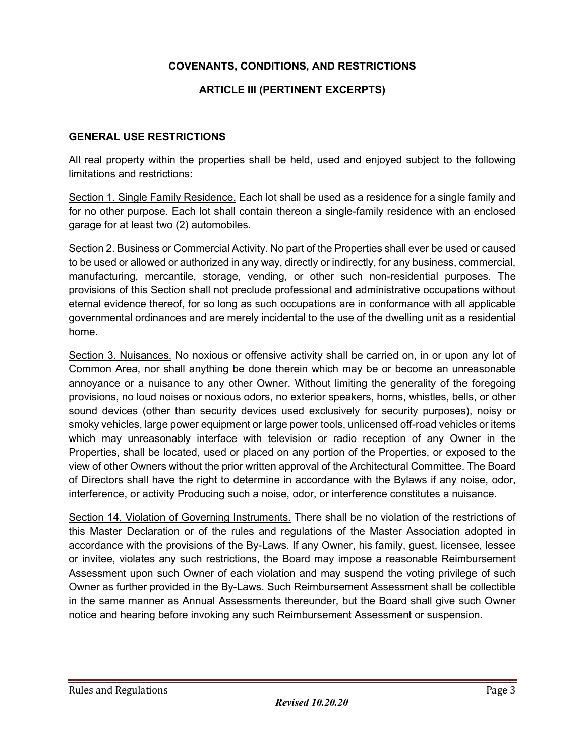**COVENANTS, CONDITIONS, AND RESTRICTIONS**

**ARTICLE III (PERTINENT EXCERPTS)**

**GENERAL USE RESTRICTIONS**

All real property within the properties shall be held, used and enjoyed subject to the following limitations and restrictions:

Section 1. Single Family Residence. Each lot shall be used as a residence for a single family and for no other purpose. Each lot shall contain thereon a single-family residence with an enclosed garage for at least two (2) automobiles.

Section 2. Business or Commercial Activity. No part of the Properties shall ever be used or caused to be used or allowed or authorized in any way, directly or indirectly, for any business, commercial, manufacturing, mercantile, storage, vending, or other such non-residential purposes. The provisions of this Section shall not preclude professional and administrative occupations without eternal evidence thereof, for so long as such occupations are in conformance with all applicable governmental ordinances and are merely incidental to the use of the dwelling unit as a residential home.

Section 3. Nuisances. No noxious or offensive activity shall be carried on, in or upon any lot of Common Area, nor shall anything be done therein which may be or become an unreasonable annoyance or a nuisance to any other Owner. Without limiting the generality of the foregoing provisions, no loud noises or noxious odors, no exterior speakers, horns, whistles, bells, or other sound devices (other than security devices used exclusively for security purposes), noisy or smoky vehicles, large power equipment or large power tools, unlicensed off-road vehicles or items which may unreasonably interface with television or radio reception of any Owner in the Properties, shall be located, used or placed on any portion of the Properties, or exposed to the view of other Owners without the prior written approval of the Architectural Committee. The Board of Directors shall have the right to determine in accordance with the Bylaws if any noise, odor, interference, or activity Producing such a noise, odor, or interference constitutes a nuisance.

Section 14. Violation of Governing Instruments. There shall be no violation of the restrictions of this Master Declaration or of the rules and regulations of the Master Association adopted in accordance with the provisions of the By-Laws. If any Owner, his family, guest, licensee, lessee or invitee, violates any such restrictions, the Board may impose a reasonable Reimbursement Assessment upon such Owner of each violation and may suspend the voting privilege of such Owner as further provided in the By-Laws. Such Reimbursement Assessment shall be collectible in the same manner as Annual Assessments thereunder, but the Board shall give such Owner notice and hearing before invoking any such Reimbursement Assessment or suspension.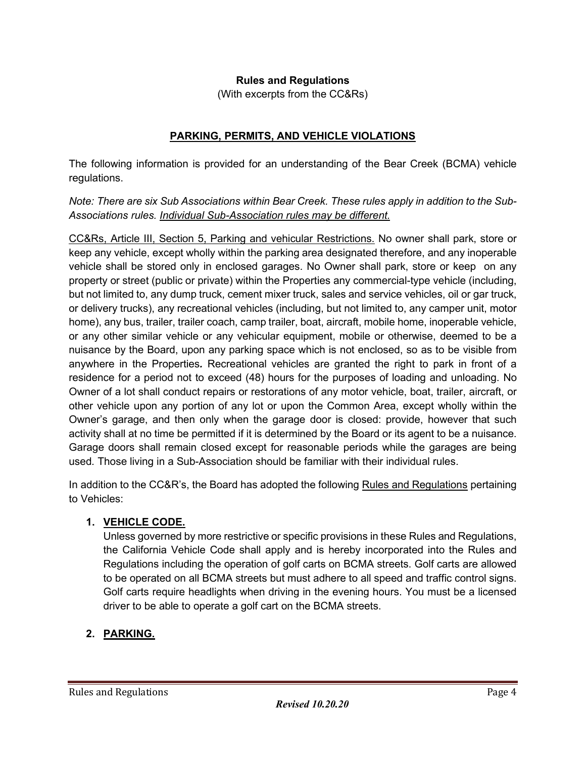**Rules and Regulations**
(With excerpts from the CC&Rs)

## PARKING, PERMITS, AND VEHICLE VIOLATIONS

The following information is provided for an understanding of the Bear Creek (BCMA) vehicle regulations.

*Note: There are six Sub Associations within Bear Creek. These rules apply in addition to the Sub-Associations rules. Individual Sub-Association rules may be different.*

CC&Rs, Article III, Section 5, Parking and vehicular Restrictions. No owner shall park, store or keep any vehicle, except wholly within the parking area designated therefore, and any inoperable vehicle shall be stored only in enclosed garages. No Owner shall park, store or keep on any property or street (public or private) within the Properties any commercial-type vehicle (including, but not limited to, any dump truck, cement mixer truck, sales and service vehicles, oil or gar truck, or delivery trucks), any recreational vehicles (including, but not limited to, any camper unit, motor home), any bus, trailer, trailer coach, camp trailer, boat, aircraft, mobile home, inoperable vehicle, or any other similar vehicle or any vehicular equipment, mobile or otherwise, deemed to be a nuisance by the Board, upon any parking space which is not enclosed, so as to be visible from anywhere in the Properties. Recreational vehicles are granted the right to park in front of a residence for a period not to exceed (48) hours for the purposes of loading and unloading. No Owner of a lot shall conduct repairs or restorations of any motor vehicle, boat, trailer, aircraft, or other vehicle upon any portion of any lot or upon the Common Area, except wholly within the Owner's garage, and then only when the garage door is closed: provide, however that such activity shall at no time be permitted if it is determined by the Board or its agent to be a nuisance. Garage doors shall remain closed except for reasonable periods while the garages are being used. Those living in a Sub-Association should be familiar with their individual rules.

In addition to the CC&R's, the Board has adopted the following Rules and Regulations pertaining to Vehicles:

1. **VEHICLE CODE.**
   Unless governed by more restrictive or specific provisions in these Rules and Regulations, the California Vehicle Code shall apply and is hereby incorporated into the Rules and Regulations including the operation of golf carts on BCMA streets. Golf carts are allowed to be operated on all BCMA streets but must adhere to all speed and traffic control signs. Golf carts require headlights when driving in the evening hours. You must be a licensed driver to be able to operate a golf cart on the BCMA streets.

2. **PARKING.**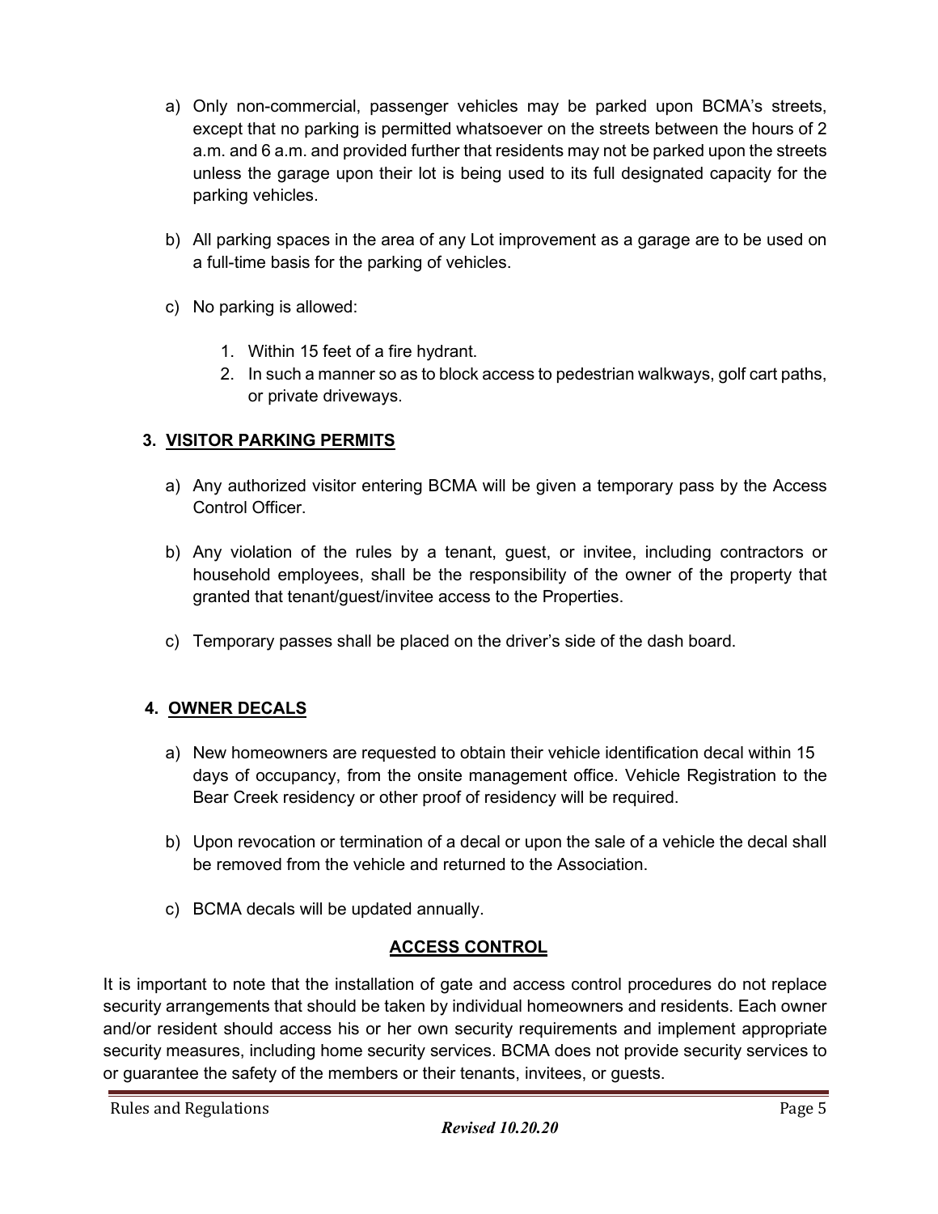a) Only non-commercial, passenger vehicles may be parked upon BCMA's streets, except that no parking is permitted whatsoever on the streets between the hours of 2 a.m. and 6 a.m. and provided further that residents may not be parked upon the streets unless the garage upon their lot is being used to its full designated capacity for the parking vehicles.

b) All parking spaces in the area of any Lot improvement as a garage are to be used on a full-time basis for the parking of vehicles.

c) No parking is allowed:

   1. Within 15 feet of a fire hydrant.
   2. In such a manner so as to block access to pedestrian walkways, golf cart paths, or private driveways.

### 3. VISITOR PARKING PERMITS

a) Any authorized visitor entering BCMA will be given a temporary pass by the Access Control Officer.

b) Any violation of the rules by a tenant, guest, or invitee, including contractors or household employees, shall be the responsibility of the owner of the property that granted that tenant/guest/invitee access to the Properties.

c) Temporary passes shall be placed on the driver's side of the dash board.

### 4. OWNER DECALS

a) New homeowners are requested to obtain their vehicle identification decal within 15 days of occupancy, from the onsite management office. Vehicle Registration to the Bear Creek residency or other proof of residency will be required.

b) Upon revocation or termination of a decal or upon the sale of a vehicle the decal shall be removed from the vehicle and returned to the Association.

c) BCMA decals will be updated annually.

## ACCESS CONTROL

It is important to note that the installation of gate and access control procedures do not replace security arrangements that should be taken by individual homeowners and residents. Each owner and/or resident should access his or her own security requirements and implement appropriate security measures, including home security services. BCMA does not provide security services to or guarantee the safety of the members or their tenants, invitees, or guests.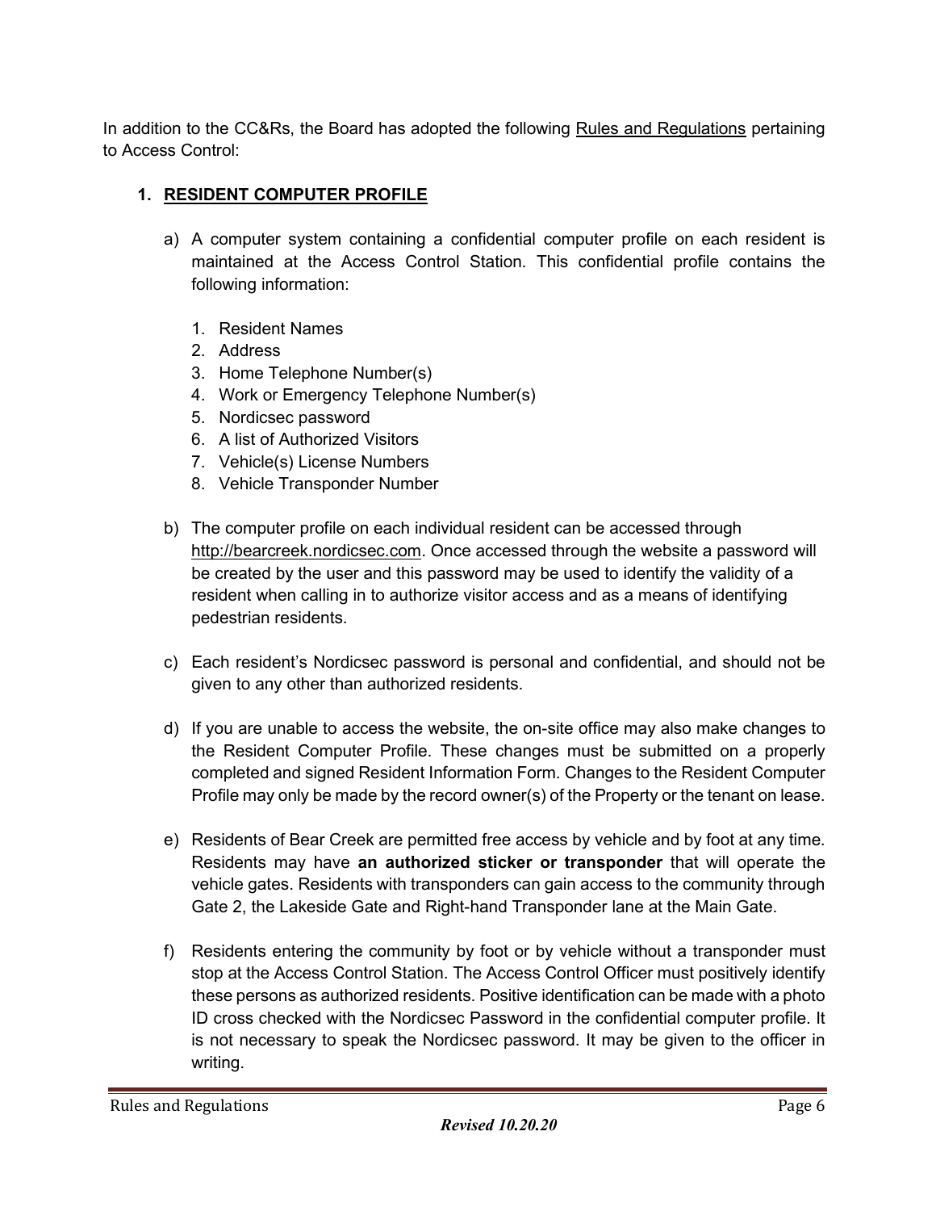In addition to the CC&Rs, the Board has adopted the following Rules and Regulations pertaining to Access Control:

## 1. RESIDENT COMPUTER PROFILE

a) A computer system containing a confidential computer profile on each resident is maintained at the Access Control Station. This confidential profile contains the following information:

1. Resident Names
2. Address
3. Home Telephone Number(s)
4. Work or Emergency Telephone Number(s)
5. Nordicsec password
6. A list of Authorized Visitors
7. Vehicle(s) License Numbers
8. Vehicle Transponder Number

b) The computer profile on each individual resident can be accessed through http://bearcreek.nordicsec.com. Once accessed through the website a password will be created by the user and this password may be used to identify the validity of a resident when calling in to authorize visitor access and as a means of identifying pedestrian residents.

c) Each resident's Nordicsec password is personal and confidential, and should not be given to any other than authorized residents.

d) If you are unable to access the website, the on-site office may also make changes to the Resident Computer Profile. These changes must be submitted on a properly completed and signed Resident Information Form. Changes to the Resident Computer Profile may only be made by the record owner(s) of the Property or the tenant on lease.

e) Residents of Bear Creek are permitted free access by vehicle and by foot at any time. Residents may have **an authorized sticker or transponder** that will operate the vehicle gates. Residents with transponders can gain access to the community through Gate 2, the Lakeside Gate and Right-hand Transponder lane at the Main Gate.

f) Residents entering the community by foot or by vehicle without a transponder must stop at the Access Control Station. The Access Control Officer must positively identify these persons as authorized residents. Positive identification can be made with a photo ID cross checked with the Nordicsec Password in the confidential computer profile. It is not necessary to speak the Nordicsec password. It may be given to the officer in writing.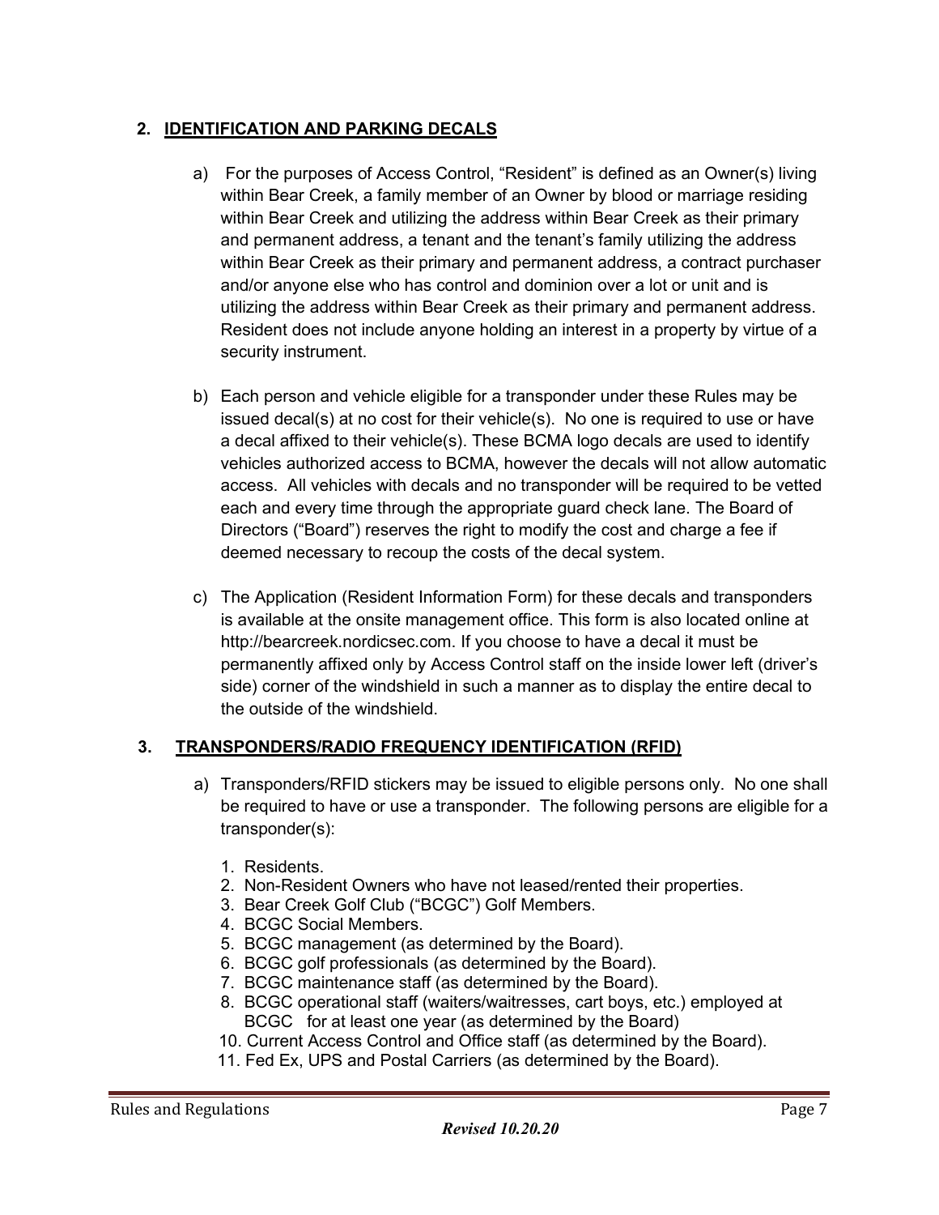## 2. IDENTIFICATION AND PARKING DECALS

a) For the purposes of Access Control, "Resident" is defined as an Owner(s) living within Bear Creek, a family member of an Owner by blood or marriage residing within Bear Creek and utilizing the address within Bear Creek as their primary and permanent address, a tenant and the tenant's family utilizing the address within Bear Creek as their primary and permanent address, a contract purchaser and/or anyone else who has control and dominion over a lot or unit and is utilizing the address within Bear Creek as their primary and permanent address. Resident does not include anyone holding an interest in a property by virtue of a security instrument.

b) Each person and vehicle eligible for a transponder under these Rules may be issued decal(s) at no cost for their vehicle(s). No one is required to use or have a decal affixed to their vehicle(s). These BCMA logo decals are used to identify vehicles authorized access to BCMA, however the decals will not allow automatic access. All vehicles with decals and no transponder will be required to be vetted each and every time through the appropriate guard check lane. The Board of Directors ("Board") reserves the right to modify the cost and charge a fee if deemed necessary to recoup the costs of the decal system.

c) The Application (Resident Information Form) for these decals and transponders is available at the onsite management office. This form is also located online at http://bearcreek.nordicsec.com. If you choose to have a decal it must be permanently affixed only by Access Control staff on the inside lower left (driver's side) corner of the windshield in such a manner as to display the entire decal to the outside of the windshield.

## 3. TRANSPONDERS/RADIO FREQUENCY IDENTIFICATION (RFID)

a) Transponders/RFID stickers may be issued to eligible persons only. No one shall be required to have or use a transponder. The following persons are eligible for a transponder(s):

1. Residents.
2. Non-Resident Owners who have not leased/rented their properties.
3. Bear Creek Golf Club ("BCGC") Golf Members.
4. BCGC Social Members.
5. BCGC management (as determined by the Board).
6. BCGC golf professionals (as determined by the Board).
7. BCGC maintenance staff (as determined by the Board).
8. BCGC operational staff (waiters/waitresses, cart boys, etc.) employed at BCGC for at least one year (as determined by the Board)

10. Current Access Control and Office staff (as determined by the Board).
11. Fed Ex, UPS and Postal Carriers (as determined by the Board).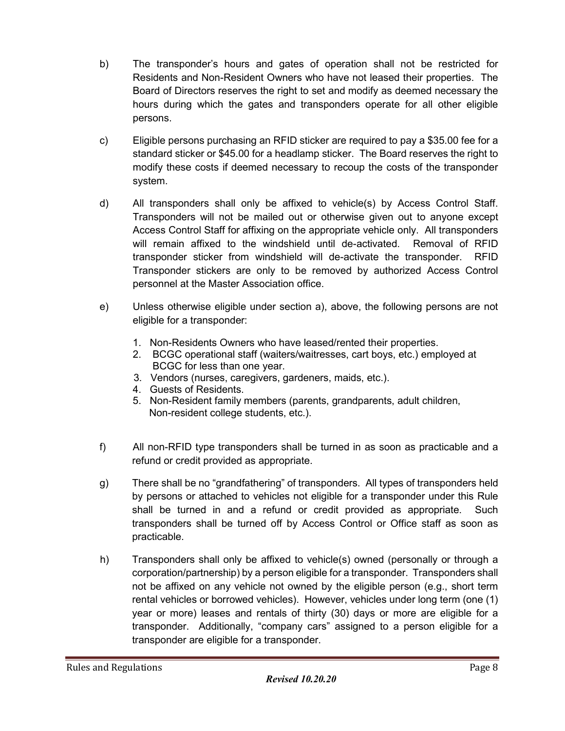b) The transponder's hours and gates of operation shall not be restricted for Residents and Non-Resident Owners who have not leased their properties. The Board of Directors reserves the right to set and modify as deemed necessary the hours during which the gates and transponders operate for all other eligible persons.

c) Eligible persons purchasing an RFID sticker are required to pay a $35.00 fee for a standard sticker or $45.00 for a headlamp sticker. The Board reserves the right to modify these costs if deemed necessary to recoup the costs of the transponder system.

d) All transponders shall only be affixed to vehicle(s) by Access Control Staff. Transponders will not be mailed out or otherwise given out to anyone except Access Control Staff for affixing on the appropriate vehicle only. All transponders will remain affixed to the windshield until de-activated. Removal of RFID transponder sticker from windshield will de-activate the transponder. RFID Transponder stickers are only to be removed by authorized Access Control personnel at the Master Association office.

e) Unless otherwise eligible under section a), above, the following persons are not eligible for a transponder:

1. Non-Residents Owners who have leased/rented their properties.
2. BCGC operational staff (waiters/waitresses, cart boys, etc.) employed at BCGC for less than one year.
3. Vendors (nurses, caregivers, gardeners, maids, etc.).
4. Guests of Residents.
5. Non-Resident family members (parents, grandparents, adult children, Non-resident college students, etc.).

f) All non-RFID type transponders shall be turned in as soon as practicable and a refund or credit provided as appropriate.

g) There shall be no "grandfathering" of transponders. All types of transponders held by persons or attached to vehicles not eligible for a transponder under this Rule shall be turned in and a refund or credit provided as appropriate. Such transponders shall be turned off by Access Control or Office staff as soon as practicable.

h) Transponders shall only be affixed to vehicle(s) owned (personally or through a corporation/partnership) by a person eligible for a transponder. Transponders shall not be affixed on any vehicle not owned by the eligible person (e.g., short term rental vehicles or borrowed vehicles). However, vehicles under long term (one (1) year or more) leases and rentals of thirty (30) days or more are eligible for a transponder. Additionally, "company cars" assigned to a person eligible for a transponder are eligible for a transponder.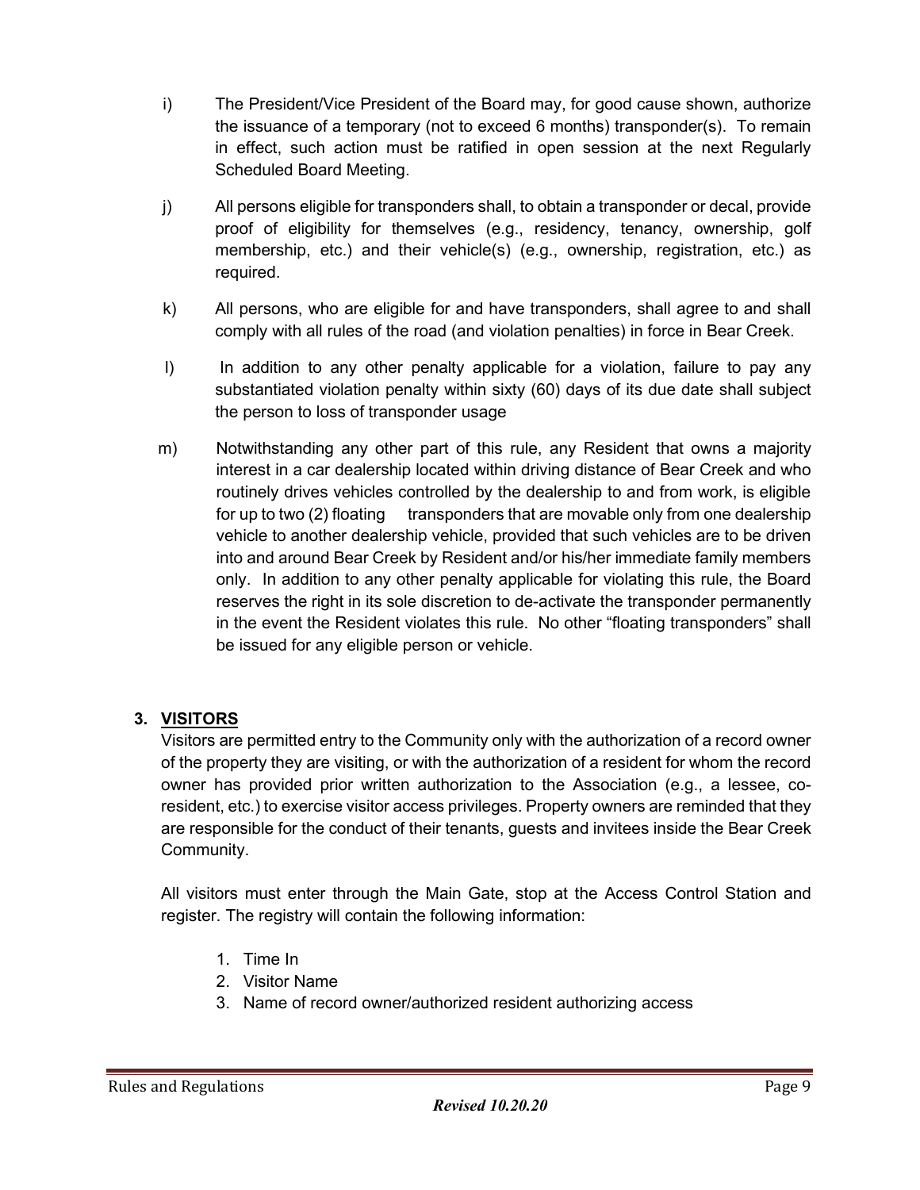i) The President/Vice President of the Board may, for good cause shown, authorize the issuance of a temporary (not to exceed 6 months) transponder(s). To remain in effect, such action must be ratified in open session at the next Regularly Scheduled Board Meeting.

j) All persons eligible for transponders shall, to obtain a transponder or decal, provide proof of eligibility for themselves (e.g., residency, tenancy, ownership, golf membership, etc.) and their vehicle(s) (e.g., ownership, registration, etc.) as required.

k) All persons, who are eligible for and have transponders, shall agree to and shall comply with all rules of the road (and violation penalties) in force in Bear Creek.

l) In addition to any other penalty applicable for a violation, failure to pay any substantiated violation penalty within sixty (60) days of its due date shall subject the person to loss of transponder usage

m) Notwithstanding any other part of this rule, any Resident that owns a majority interest in a car dealership located within driving distance of Bear Creek and who routinely drives vehicles controlled by the dealership to and from work, is eligible for up to two (2) floating transponders that are movable only from one dealership vehicle to another dealership vehicle, provided that such vehicles are to be driven into and around Bear Creek by Resident and/or his/her immediate family members only. In addition to any other penalty applicable for violating this rule, the Board reserves the right in its sole discretion to de-activate the transponder permanently in the event the Resident violates this rule. No other "floating transponders" shall be issued for any eligible person or vehicle.

## 3. VISITORS

Visitors are permitted entry to the Community only with the authorization of a record owner of the property they are visiting, or with the authorization of a resident for whom the record owner has provided prior written authorization to the Association (e.g., a lessee, co-resident, etc.) to exercise visitor access privileges. Property owners are reminded that they are responsible for the conduct of their tenants, guests and invitees inside the Bear Creek Community.

All visitors must enter through the Main Gate, stop at the Access Control Station and register. The registry will contain the following information:

1. Time In
2. Visitor Name
3. Name of record owner/authorized resident authorizing access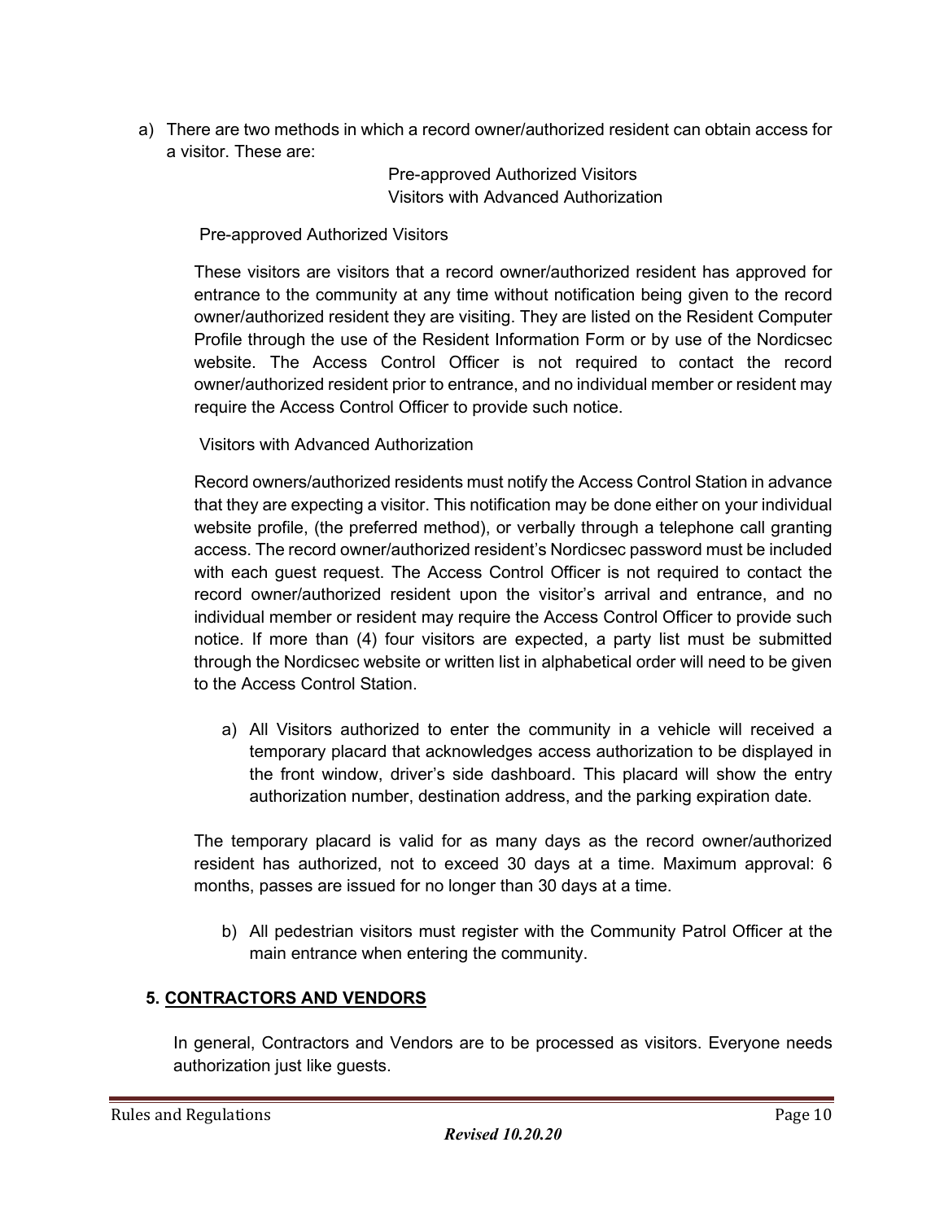a) There are two methods in which a record owner/authorized resident can obtain access for a visitor. These are:

Pre-approved Authorized Visitors
Visitors with Advanced Authorization

Pre-approved Authorized Visitors

These visitors are visitors that a record owner/authorized resident has approved for entrance to the community at any time without notification being given to the record owner/authorized resident they are visiting. They are listed on the Resident Computer Profile through the use of the Resident Information Form or by use of the Nordicsec website. The Access Control Officer is not required to contact the record owner/authorized resident prior to entrance, and no individual member or resident may require the Access Control Officer to provide such notice.

Visitors with Advanced Authorization

Record owners/authorized residents must notify the Access Control Station in advance that they are expecting a visitor. This notification may be done either on your individual website profile, (the preferred method), or verbally through a telephone call granting access. The record owner/authorized resident's Nordicsec password must be included with each guest request. The Access Control Officer is not required to contact the record owner/authorized resident upon the visitor's arrival and entrance, and no individual member or resident may require the Access Control Officer to provide such notice. If more than (4) four visitors are expected, a party list must be submitted through the Nordicsec website or written list in alphabetical order will need to be given to the Access Control Station.

a) All Visitors authorized to enter the community in a vehicle will received a temporary placard that acknowledges access authorization to be displayed in the front window, driver's side dashboard. This placard will show the entry authorization number, destination address, and the parking expiration date.

The temporary placard is valid for as many days as the record owner/authorized resident has authorized, not to exceed 30 days at a time. Maximum approval: 6 months, passes are issued for no longer than 30 days at a time.

b) All pedestrian visitors must register with the Community Patrol Officer at the main entrance when entering the community.

## 5. CONTRACTORS AND VENDORS

In general, Contractors and Vendors are to be processed as visitors. Everyone needs authorization just like guests.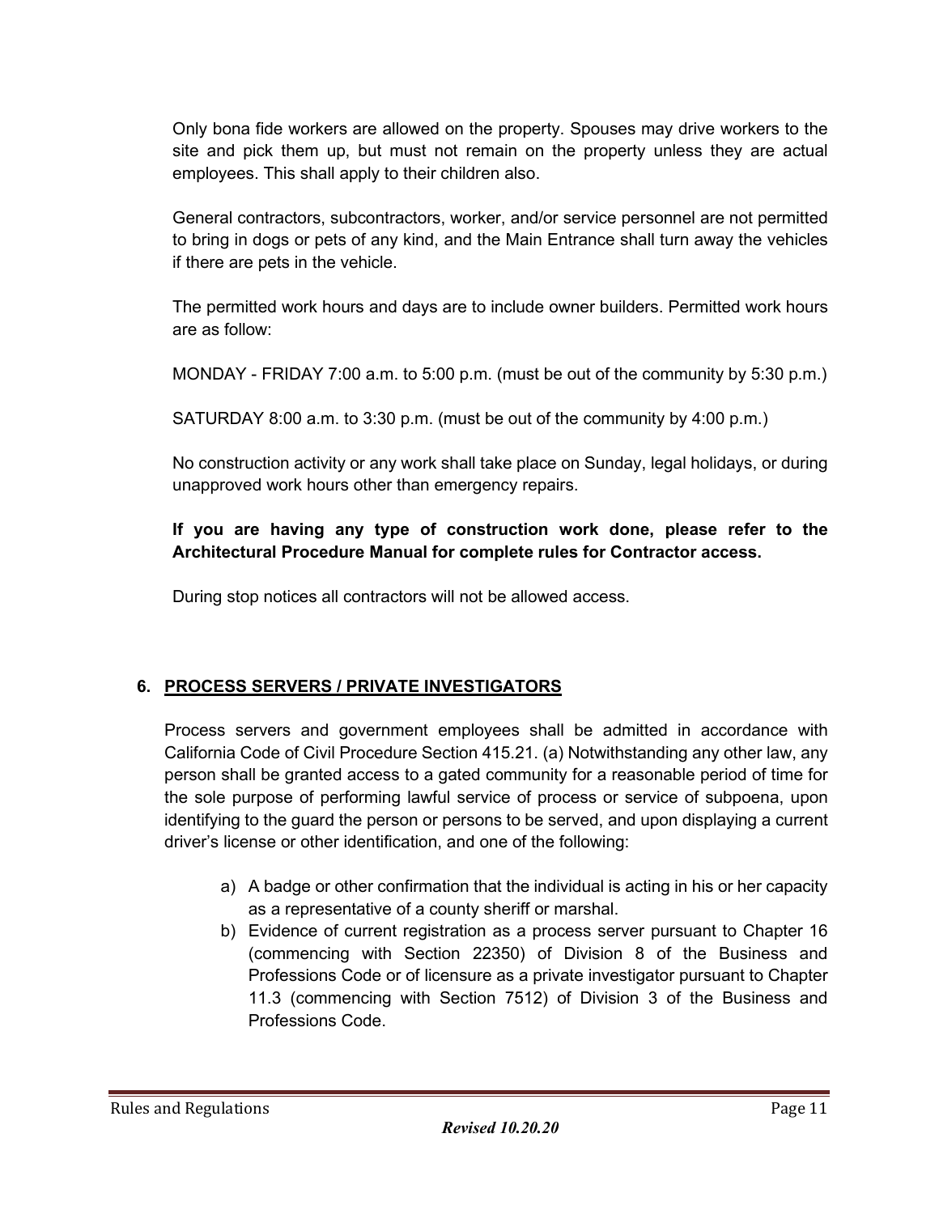Only bona fide workers are allowed on the property. Spouses may drive workers to the site and pick them up, but must not remain on the property unless they are actual employees. This shall apply to their children also.

General contractors, subcontractors, worker, and/or service personnel are not permitted to bring in dogs or pets of any kind, and the Main Entrance shall turn away the vehicles if there are pets in the vehicle.

The permitted work hours and days are to include owner builders. Permitted work hours are as follow:

MONDAY - FRIDAY 7:00 a.m. to 5:00 p.m. (must be out of the community by 5:30 p.m.)

SATURDAY 8:00 a.m. to 3:30 p.m. (must be out of the community by 4:00 p.m.)

No construction activity or any work shall take place on Sunday, legal holidays, or during unapproved work hours other than emergency repairs.

**If you are having any type of construction work done, please refer to the Architectural Procedure Manual for complete rules for Contractor access.**

During stop notices all contractors will not be allowed access.

## 6. PROCESS SERVERS / PRIVATE INVESTIGATORS

Process servers and government employees shall be admitted in accordance with California Code of Civil Procedure Section 415.21. (a) Notwithstanding any other law, any person shall be granted access to a gated community for a reasonable period of time for the sole purpose of performing lawful service of process or service of subpoena, upon identifying to the guard the person or persons to be served, and upon displaying a current driver's license or other identification, and one of the following:

a) A badge or other confirmation that the individual is acting in his or her capacity as a representative of a county sheriff or marshal.
b) Evidence of current registration as a process server pursuant to Chapter 16 (commencing with Section 22350) of Division 8 of the Business and Professions Code or of licensure as a private investigator pursuant to Chapter 11.3 (commencing with Section 7512) of Division 3 of the Business and Professions Code.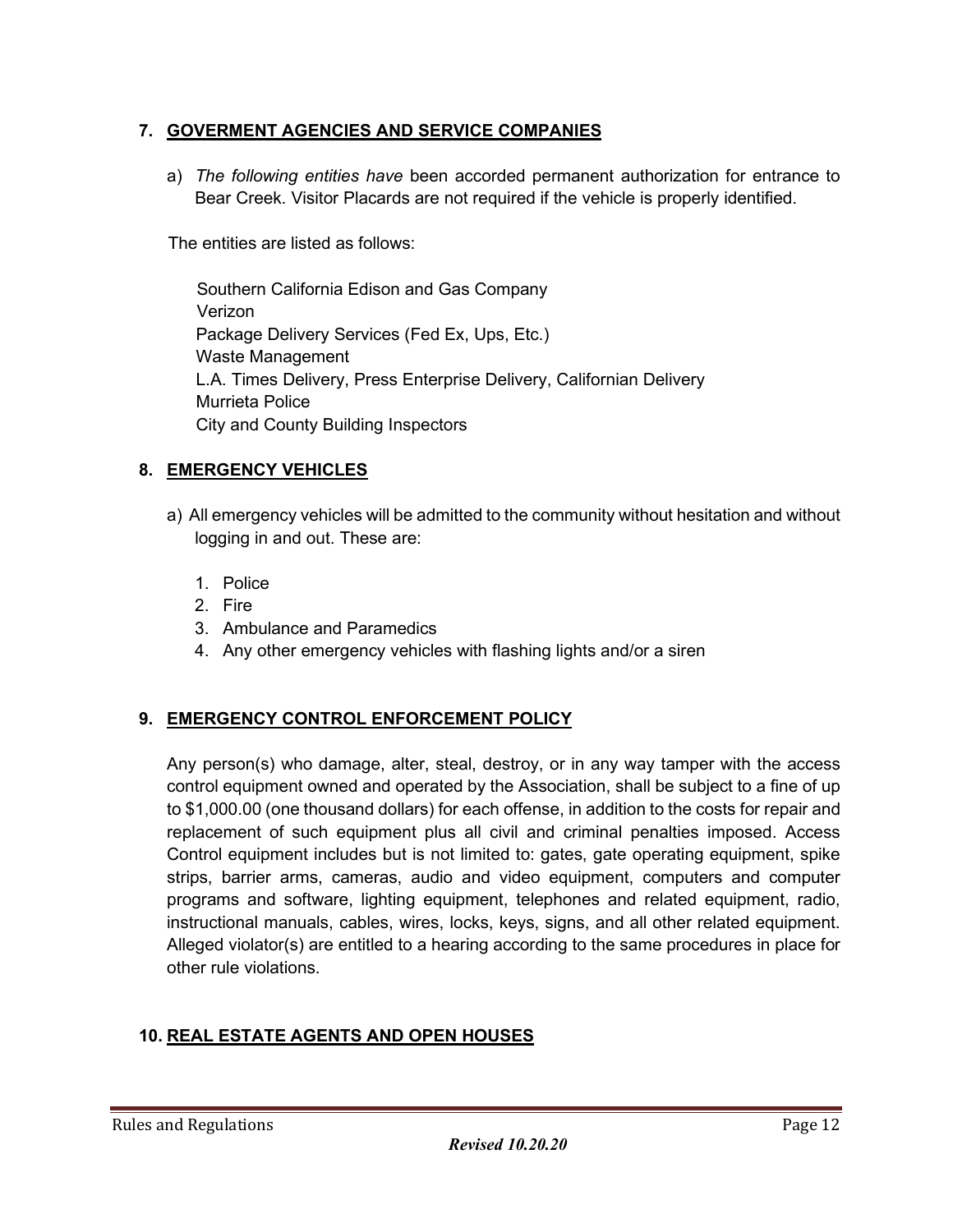## 7. GOVERMENT AGENCIES AND SERVICE COMPANIES

a) *The following entities have* been accorded permanent authorization for entrance to Bear Creek. Visitor Placards are not required if the vehicle is properly identified.

The entities are listed as follows:

Southern California Edison and Gas Company
Verizon
Package Delivery Services (Fed Ex, Ups, Etc.)
Waste Management
L.A. Times Delivery, Press Enterprise Delivery, Californian Delivery
Murrieta Police
City and County Building Inspectors

## 8. EMERGENCY VEHICLES

a) All emergency vehicles will be admitted to the community without hesitation and without logging in and out. These are:

1. Police
2. Fire
3. Ambulance and Paramedics
4. Any other emergency vehicles with flashing lights and/or a siren

## 9. EMERGENCY CONTROL ENFORCEMENT POLICY

Any person(s) who damage, alter, steal, destroy, or in any way tamper with the access control equipment owned and operated by the Association, shall be subject to a fine of up to $1,000.00 (one thousand dollars) for each offense, in addition to the costs for repair and replacement of such equipment plus all civil and criminal penalties imposed. Access Control equipment includes but is not limited to: gates, gate operating equipment, spike strips, barrier arms, cameras, audio and video equipment, computers and computer programs and software, lighting equipment, telephones and related equipment, radio, instructional manuals, cables, wires, locks, keys, signs, and all other related equipment. Alleged violator(s) are entitled to a hearing according to the same procedures in place for other rule violations.

## 10. REAL ESTATE AGENTS AND OPEN HOUSES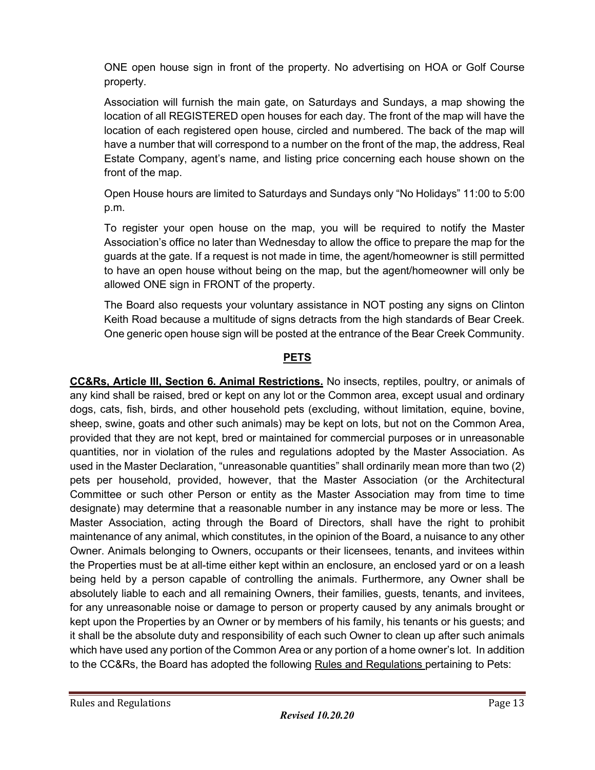ONE open house sign in front of the property. No advertising on HOA or Golf Course property.

Association will furnish the main gate, on Saturdays and Sundays, a map showing the location of all REGISTERED open houses for each day. The front of the map will have the location of each registered open house, circled and numbered. The back of the map will have a number that will correspond to a number on the front of the map, the address, Real Estate Company, agent's name, and listing price concerning each house shown on the front of the map.

Open House hours are limited to Saturdays and Sundays only "No Holidays" 11:00 to 5:00 p.m.

To register your open house on the map, you will be required to notify the Master Association's office no later than Wednesday to allow the office to prepare the map for the guards at the gate. If a request is not made in time, the agent/homeowner is still permitted to have an open house without being on the map, but the agent/homeowner will only be allowed ONE sign in FRONT of the property.

The Board also requests your voluntary assistance in NOT posting any signs on Clinton Keith Road because a multitude of signs detracts from the high standards of Bear Creek. One generic open house sign will be posted at the entrance of the Bear Creek Community.

## PETS

**CC&Rs, Article III, Section 6. Animal Restrictions.** No insects, reptiles, poultry, or animals of any kind shall be raised, bred or kept on any lot or the Common area, except usual and ordinary dogs, cats, fish, birds, and other household pets (excluding, without limitation, equine, bovine, sheep, swine, goats and other such animals) may be kept on lots, but not on the Common Area, provided that they are not kept, bred or maintained for commercial purposes or in unreasonable quantities, nor in violation of the rules and regulations adopted by the Master Association. As used in the Master Declaration, "unreasonable quantities" shall ordinarily mean more than two (2) pets per household, provided, however, that the Master Association (or the Architectural Committee or such other Person or entity as the Master Association may from time to time designate) may determine that a reasonable number in any instance may be more or less. The Master Association, acting through the Board of Directors, shall have the right to prohibit maintenance of any animal, which constitutes, in the opinion of the Board, a nuisance to any other Owner. Animals belonging to Owners, occupants or their licensees, tenants, and invitees within the Properties must be at all-time either kept within an enclosure, an enclosed yard or on a leash being held by a person capable of controlling the animals. Furthermore, any Owner shall be absolutely liable to each and all remaining Owners, their families, guests, tenants, and invitees, for any unreasonable noise or damage to person or property caused by any animals brought or kept upon the Properties by an Owner or by members of his family, his tenants or his guests; and it shall be the absolute duty and responsibility of each such Owner to clean up after such animals which have used any portion of the Common Area or any portion of a home owner's lot. In addition to the CC&Rs, the Board has adopted the following Rules and Regulations pertaining to Pets: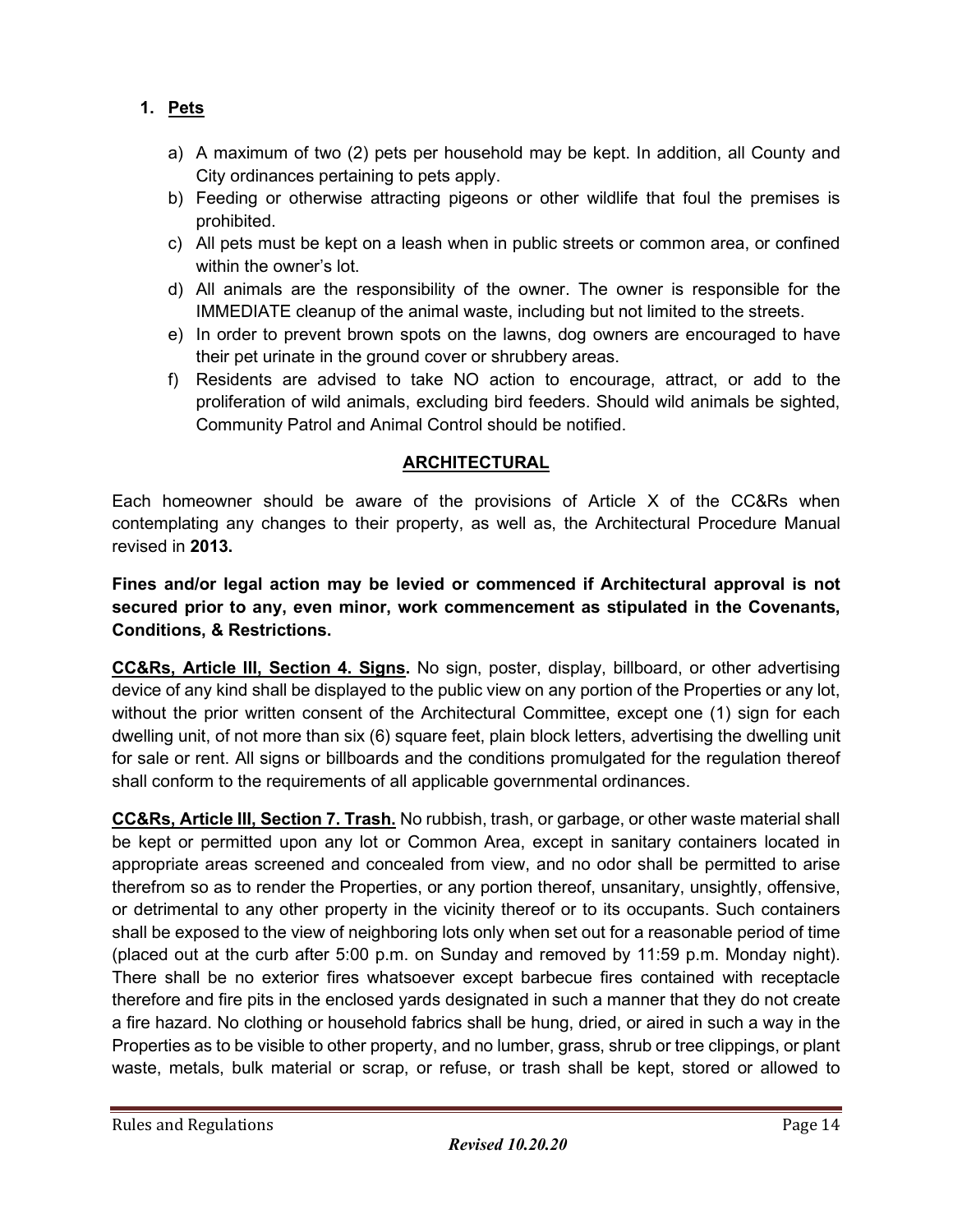1. **Pets**

    a) A maximum of two (2) pets per household may be kept. In addition, all County and City ordinances pertaining to pets apply.
    b) Feeding or otherwise attracting pigeons or other wildlife that foul the premises is prohibited.
    c) All pets must be kept on a leash when in public streets or common area, or confined within the owner's lot.
    d) All animals are the responsibility of the owner. The owner is responsible for the IMMEDIATE cleanup of the animal waste, including but not limited to the streets.
    e) In order to prevent brown spots on the lawns, dog owners are encouraged to have their pet urinate in the ground cover or shrubbery areas.
    f) Residents are advised to take NO action to encourage, attract, or add to the proliferation of wild animals, excluding bird feeders. Should wild animals be sighted, Community Patrol and Animal Control should be notified.

## ARCHITECTURAL

Each homeowner should be aware of the provisions of Article X of the CC&Rs when contemplating any changes to their property, as well as, the Architectural Procedure Manual revised in **2013.**

**Fines and/or legal action may be levied or commenced if Architectural approval is not secured prior to any, even minor, work commencement as stipulated in the Covenants, Conditions, & Restrictions.**

**CC&Rs, Article III, Section 4. Signs.** No sign, poster, display, billboard, or other advertising device of any kind shall be displayed to the public view on any portion of the Properties or any lot, without the prior written consent of the Architectural Committee, except one (1) sign for each dwelling unit, of not more than six (6) square feet, plain block letters, advertising the dwelling unit for sale or rent. All signs or billboards and the conditions promulgated for the regulation thereof shall conform to the requirements of all applicable governmental ordinances.

**CC&Rs, Article III, Section 7. Trash.** No rubbish, trash, or garbage, or other waste material shall be kept or permitted upon any lot or Common Area, except in sanitary containers located in appropriate areas screened and concealed from view, and no odor shall be permitted to arise therefrom so as to render the Properties, or any portion thereof, unsanitary, unsightly, offensive, or detrimental to any other property in the vicinity thereof or to its occupants. Such containers shall be exposed to the view of neighboring lots only when set out for a reasonable period of time (placed out at the curb after 5:00 p.m. on Sunday and removed by 11:59 p.m. Monday night). There shall be no exterior fires whatsoever except barbecue fires contained with receptacle therefore and fire pits in the enclosed yards designated in such a manner that they do not create a fire hazard. No clothing or household fabrics shall be hung, dried, or aired in such a way in the Properties as to be visible to other property, and no lumber, grass, shrub or tree clippings, or plant waste, metals, bulk material or scrap, or refuse, or trash shall be kept, stored or allowed to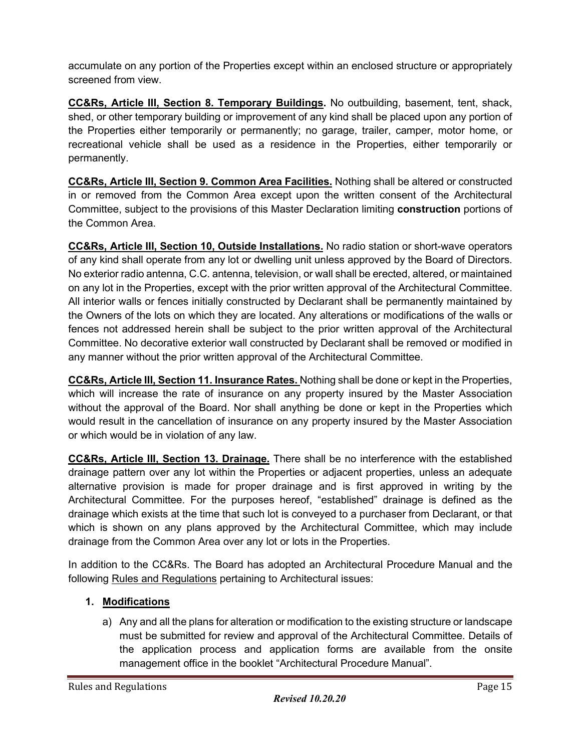accumulate on any portion of the Properties except within an enclosed structure or appropriately screened from view.

**CC&Rs, Article III, Section 8. Temporary Buildings.** No outbuilding, basement, tent, shack, shed, or other temporary building or improvement of any kind shall be placed upon any portion of the Properties either temporarily or permanently; no garage, trailer, camper, motor home, or recreational vehicle shall be used as a residence in the Properties, either temporarily or permanently.

**CC&Rs, Article III, Section 9. Common Area Facilities.** Nothing shall be altered or constructed in or removed from the Common Area except upon the written consent of the Architectural Committee, subject to the provisions of this Master Declaration limiting **construction** portions of the Common Area.

**CC&Rs, Article III, Section 10, Outside Installations.** No radio station or short-wave operators of any kind shall operate from any lot or dwelling unit unless approved by the Board of Directors. No exterior radio antenna, C.C. antenna, television, or wall shall be erected, altered, or maintained on any lot in the Properties, except with the prior written approval of the Architectural Committee. All interior walls or fences initially constructed by Declarant shall be permanently maintained by the Owners of the lots on which they are located. Any alterations or modifications of the walls or fences not addressed herein shall be subject to the prior written approval of the Architectural Committee. No decorative exterior wall constructed by Declarant shall be removed or modified in any manner without the prior written approval of the Architectural Committee.

**CC&Rs, Article III, Section 11. Insurance Rates.** Nothing shall be done or kept in the Properties, which will increase the rate of insurance on any property insured by the Master Association without the approval of the Board. Nor shall anything be done or kept in the Properties which would result in the cancellation of insurance on any property insured by the Master Association or which would be in violation of any law.

**CC&Rs, Article III, Section 13. Drainage.** There shall be no interference with the established drainage pattern over any lot within the Properties or adjacent properties, unless an adequate alternative provision is made for proper drainage and is first approved in writing by the Architectural Committee. For the purposes hereof, "established" drainage is defined as the drainage which exists at the time that such lot is conveyed to a purchaser from Declarant, or that which is shown on any plans approved by the Architectural Committee, which may include drainage from the Common Area over any lot or lots in the Properties.

In addition to the CC&Rs. The Board has adopted an Architectural Procedure Manual and the following Rules and Regulations pertaining to Architectural issues:

1. **Modifications**

   a) Any and all the plans for alteration or modification to the existing structure or landscape must be submitted for review and approval of the Architectural Committee. Details of the application process and application forms are available from the onsite management office in the booklet "Architectural Procedure Manual".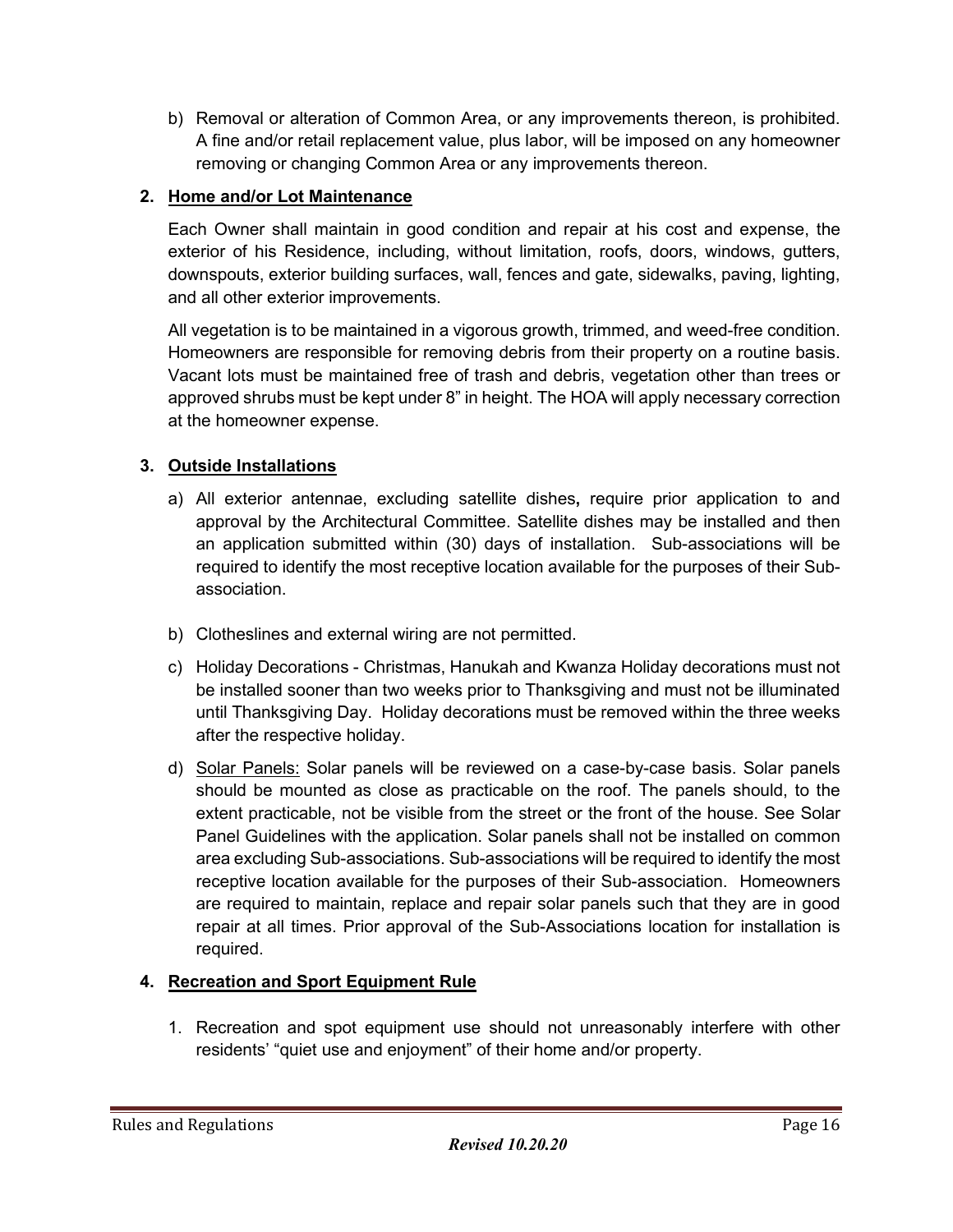b) Removal or alteration of Common Area, or any improvements thereon, is prohibited. A fine and/or retail replacement value, plus labor, will be imposed on any homeowner removing or changing Common Area or any improvements thereon.

**2. <u>Home and/or Lot Maintenance</u>**

Each Owner shall maintain in good condition and repair at his cost and expense, the exterior of his Residence, including, without limitation, roofs, doors, windows, gutters, downspouts, exterior building surfaces, wall, fences and gate, sidewalks, paving, lighting, and all other exterior improvements.

All vegetation is to be maintained in a vigorous growth, trimmed, and weed-free condition. Homeowners are responsible for removing debris from their property on a routine basis. Vacant lots must be maintained free of trash and debris, vegetation other than trees or approved shrubs must be kept under 8" in height. The HOA will apply necessary correction at the homeowner expense.

**3. <u>Outside Installations</u>**

a) All exterior antennae, excluding satellite dishes**,** require prior application to and approval by the Architectural Committee. Satellite dishes may be installed and then an application submitted within (30) days of installation. Sub-associations will be required to identify the most receptive location available for the purposes of their Sub-association.

b) Clotheslines and external wiring are not permitted.

c) Holiday Decorations - Christmas, Hanukah and Kwanza Holiday decorations must not be installed sooner than two weeks prior to Thanksgiving and must not be illuminated until Thanksgiving Day. Holiday decorations must be removed within the three weeks after the respective holiday.

d) <u>Solar Panels:</u> Solar panels will be reviewed on a case-by-case basis. Solar panels should be mounted as close as practicable on the roof. The panels should, to the extent practicable, not be visible from the street or the front of the house. See Solar Panel Guidelines with the application. Solar panels shall not be installed on common area excluding Sub-associations. Sub-associations will be required to identify the most receptive location available for the purposes of their Sub-association. Homeowners are required to maintain, replace and repair solar panels such that they are in good repair at all times. Prior approval of the Sub-Associations location for installation is required.

**4. <u>Recreation and Sport Equipment Rule</u>**

1. Recreation and spot equipment use should not unreasonably interfere with other residents' "quiet use and enjoyment" of their home and/or property.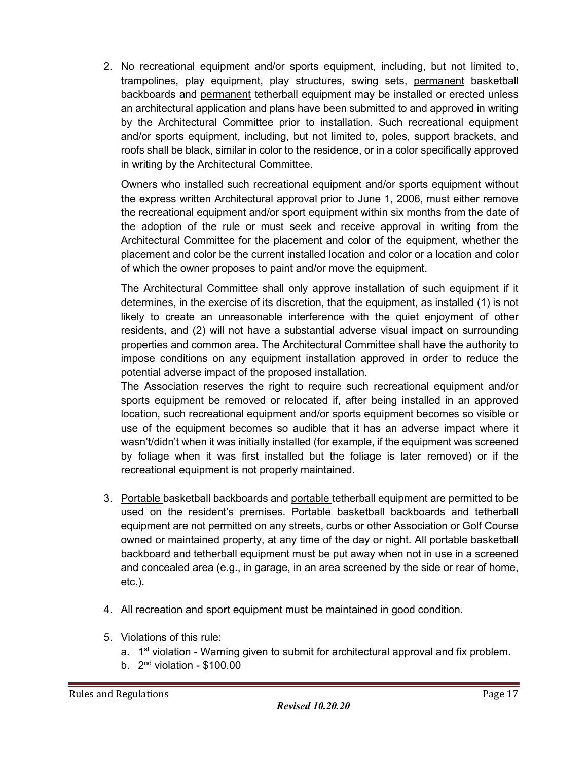2. No recreational equipment and/or sports equipment, including, but not limited to, trampolines, play equipment, play structures, swing sets, <u>permanent</u> basketball backboards and <u>permanent</u> tetherball equipment may be installed or erected unless an architectural application and plans have been submitted to and approved in writing by the Architectural Committee prior to installation. Such recreational equipment and/or sports equipment, including, but not limited to, poles, support brackets, and roofs shall be black, similar in color to the residence, or in a color specifically approved in writing by the Architectural Committee.

   Owners who installed such recreational equipment and/or sports equipment without the express written Architectural approval prior to June 1, 2006, must either remove the recreational equipment and/or sport equipment within six months from the date of the adoption of the rule or must seek and receive approval in writing from the Architectural Committee for the placement and color of the equipment, whether the placement and color be the current installed location and color or a location and color of which the owner proposes to paint and/or move the equipment.

   The Architectural Committee shall only approve installation of such equipment if it determines, in the exercise of its discretion, that the equipment, as installed (1) is not likely to create an unreasonable interference with the quiet enjoyment of other residents, and (2) will not have a substantial adverse visual impact on surrounding properties and common area. The Architectural Committee shall have the authority to impose conditions on any equipment installation approved in order to reduce the potential adverse impact of the proposed installation.

   The Association reserves the right to require such recreational equipment and/or sports equipment be removed or relocated if, after being installed in an approved location, such recreational equipment and/or sports equipment becomes so visible or use of the equipment becomes so audible that it has an adverse impact where it wasn't/didn't when it was initially installed (for example, if the equipment was screened by foliage when it was first installed but the foliage is later removed) or if the recreational equipment is not properly maintained.

3. <u>Portable</u> basketball backboards and <u>portable</u> tetherball equipment are permitted to be used on the resident's premises. Portable basketball backboards and tetherball equipment are not permitted on any streets, curbs or other Association or Golf Course owned or maintained property, at any time of the day or night. All portable basketball backboard and tetherball equipment must be put away when not in use in a screened and concealed area (e.g., in garage, in an area screened by the side or rear of home, etc.).

4. All recreation and sport equipment must be maintained in good condition.

5. Violations of this rule:
   a. 1st violation - Warning given to submit for architectural approval and fix problem.
   b. 2nd violation - $100.00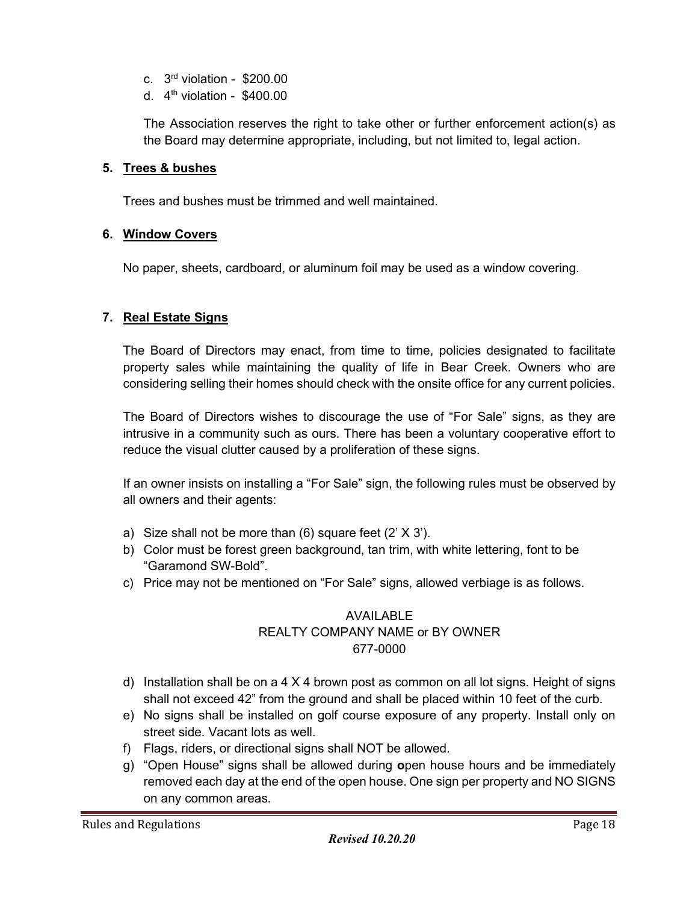c. 3rd violation - $200.00
d. 4th violation - $400.00

The Association reserves the right to take other or further enforcement action(s) as the Board may determine appropriate, including, but not limited to, legal action.

**5. Trees & bushes**

Trees and bushes must be trimmed and well maintained.

**6. Window Covers**

No paper, sheets, cardboard, or aluminum foil may be used as a window covering.

**7. Real Estate Signs**

The Board of Directors may enact, from time to time, policies designated to facilitate property sales while maintaining the quality of life in Bear Creek. Owners who are considering selling their homes should check with the onsite office for any current policies.

The Board of Directors wishes to discourage the use of "For Sale" signs, as they are intrusive in a community such as ours. There has been a voluntary cooperative effort to reduce the visual clutter caused by a proliferation of these signs.

If an owner insists on installing a "For Sale" sign, the following rules must be observed by all owners and their agents:

a) Size shall not be more than (6) square feet (2' X 3').
b) Color must be forest green background, tan trim, with white lettering, font to be "Garamond SW-Bold".
c) Price may not be mentioned on "For Sale" signs, allowed verbiage is as follows.

AVAILABLE
REALTY COMPANY NAME or BY OWNER
677-0000

d) Installation shall be on a 4 X 4 brown post as common on all lot signs. Height of signs shall not exceed 42" from the ground and shall be placed within 10 feet of the curb.
e) No signs shall be installed on golf course exposure of any property. Install only on street side. Vacant lots as well.
f) Flags, riders, or directional signs shall NOT be allowed.
g) "Open House" signs shall be allowed during **o**pen house hours and be immediately removed each day at the end of the open house. One sign per property and NO SIGNS on any common areas.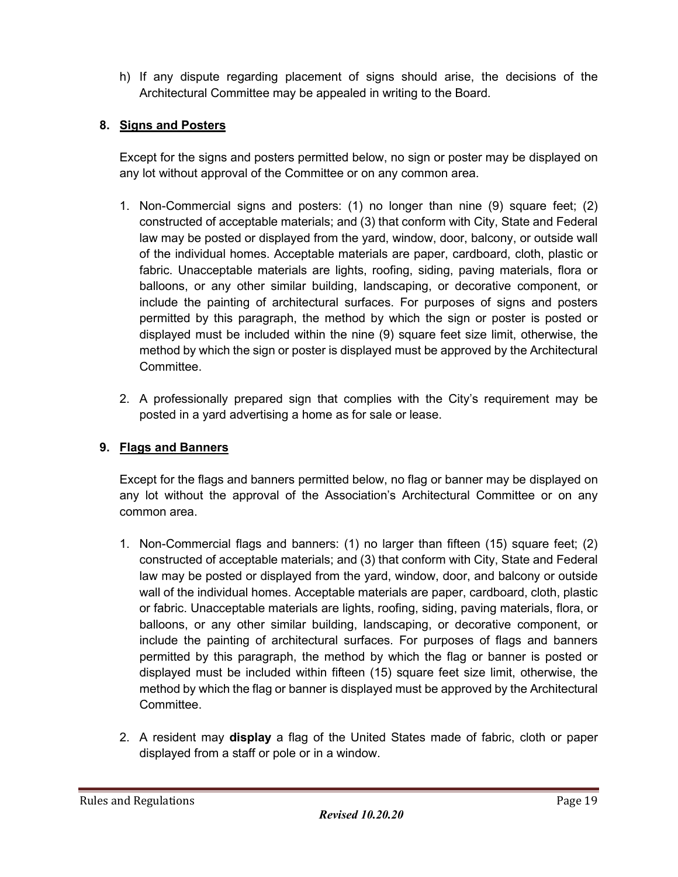h) If any dispute regarding placement of signs should arise, the decisions of the Architectural Committee may be appealed in writing to the Board.

## 8. Signs and Posters

Except for the signs and posters permitted below, no sign or poster may be displayed on any lot without approval of the Committee or on any common area.

1. Non-Commercial signs and posters: (1) no longer than nine (9) square feet; (2) constructed of acceptable materials; and (3) that conform with City, State and Federal law may be posted or displayed from the yard, window, door, balcony, or outside wall of the individual homes. Acceptable materials are paper, cardboard, cloth, plastic or fabric. Unacceptable materials are lights, roofing, siding, paving materials, flora or balloons, or any other similar building, landscaping, or decorative component, or include the painting of architectural surfaces. For purposes of signs and posters permitted by this paragraph, the method by which the sign or poster is posted or displayed must be included within the nine (9) square feet size limit, otherwise, the method by which the sign or poster is displayed must be approved by the Architectural Committee.

2. A professionally prepared sign that complies with the City's requirement may be posted in a yard advertising a home as for sale or lease.

## 9. Flags and Banners

Except for the flags and banners permitted below, no flag or banner may be displayed on any lot without the approval of the Association's Architectural Committee or on any common area.

1. Non-Commercial flags and banners: (1) no larger than fifteen (15) square feet; (2) constructed of acceptable materials; and (3) that conform with City, State and Federal law may be posted or displayed from the yard, window, door, and balcony or outside wall of the individual homes. Acceptable materials are paper, cardboard, cloth, plastic or fabric. Unacceptable materials are lights, roofing, siding, paving materials, flora, or balloons, or any other similar building, landscaping, or decorative component, or include the painting of architectural surfaces. For purposes of flags and banners permitted by this paragraph, the method by which the flag or banner is posted or displayed must be included within fifteen (15) square feet size limit, otherwise, the method by which the flag or banner is displayed must be approved by the Architectural Committee.

2. A resident may **display** a flag of the United States made of fabric, cloth or paper displayed from a staff or pole or in a window.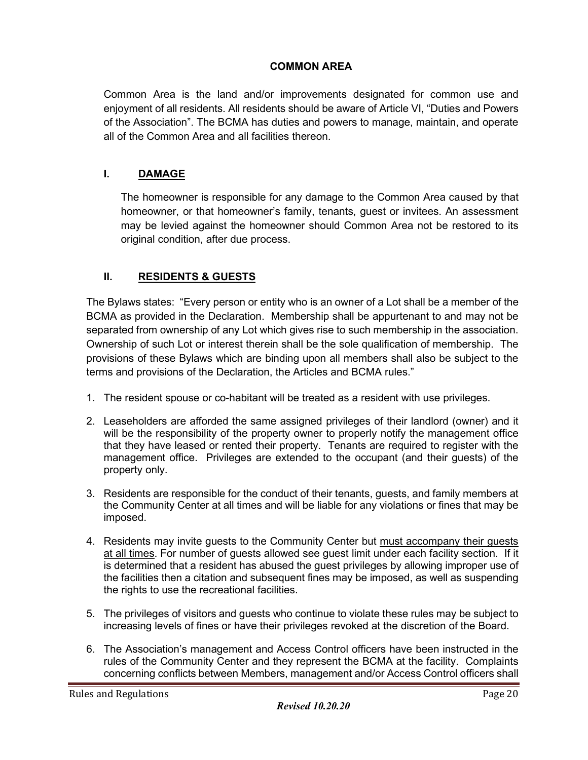## COMMON AREA

Common Area is the land and/or improvements designated for common use and enjoyment of all residents. All residents should be aware of Article VI, "Duties and Powers of the Association". The BCMA has duties and powers to manage, maintain, and operate all of the Common Area and all facilities thereon.

### I. DAMAGE

The homeowner is responsible for any damage to the Common Area caused by that homeowner, or that homeowner's family, tenants, guest or invitees. An assessment may be levied against the homeowner should Common Area not be restored to its original condition, after due process.

### II. RESIDENTS & GUESTS

The Bylaws states: "Every person or entity who is an owner of a Lot shall be a member of the BCMA as provided in the Declaration. Membership shall be appurtenant to and may not be separated from ownership of any Lot which gives rise to such membership in the association. Ownership of such Lot or interest therein shall be the sole qualification of membership. The provisions of these Bylaws which are binding upon all members shall also be subject to the terms and provisions of the Declaration, the Articles and BCMA rules."

1. The resident spouse or co-habitant will be treated as a resident with use privileges.
2. Leaseholders are afforded the same assigned privileges of their landlord (owner) and it will be the responsibility of the property owner to properly notify the management office that they have leased or rented their property. Tenants are required to register with the management office. Privileges are extended to the occupant (and their guests) of the property only.
3. Residents are responsible for the conduct of their tenants, guests, and family members at the Community Center at all times and will be liable for any violations or fines that may be imposed.
4. Residents may invite guests to the Community Center but <u>must accompany their guests at all times</u>. For number of guests allowed see guest limit under each facility section. If it is determined that a resident has abused the guest privileges by allowing improper use of the facilities then a citation and subsequent fines may be imposed, as well as suspending the rights to use the recreational facilities.
5. The privileges of visitors and guests who continue to violate these rules may be subject to increasing levels of fines or have their privileges revoked at the discretion of the Board.
6. The Association's management and Access Control officers have been instructed in the rules of the Community Center and they represent the BCMA at the facility. Complaints concerning conflicts between Members, management and/or Access Control officers shall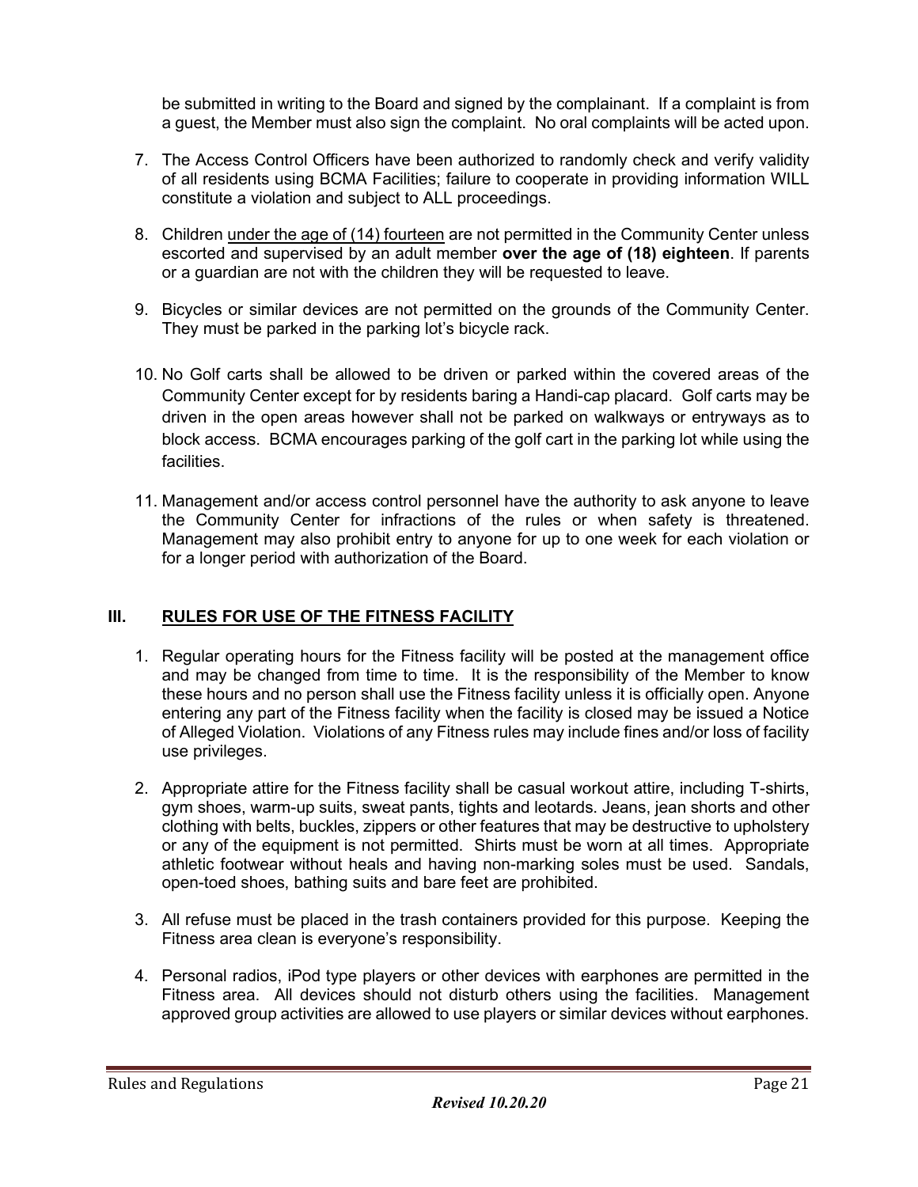be submitted in writing to the Board and signed by the complainant. If a complaint is from a guest, the Member must also sign the complaint. No oral complaints will be acted upon.

7. The Access Control Officers have been authorized to randomly check and verify validity of all residents using BCMA Facilities; failure to cooperate in providing information WILL constitute a violation and subject to ALL proceedings.

8. Children under the age of (14) fourteen are not permitted in the Community Center unless escorted and supervised by an adult member **over the age of (18) eighteen**. If parents or a guardian are not with the children they will be requested to leave.

9. Bicycles or similar devices are not permitted on the grounds of the Community Center. They must be parked in the parking lot's bicycle rack.

10. No Golf carts shall be allowed to be driven or parked within the covered areas of the Community Center except for by residents baring a Handi-cap placard. Golf carts may be driven in the open areas however shall not be parked on walkways or entryways as to block access. BCMA encourages parking of the golf cart in the parking lot while using the facilities.

11. Management and/or access control personnel have the authority to ask anyone to leave the Community Center for infractions of the rules or when safety is threatened. Management may also prohibit entry to anyone for up to one week for each violation or for a longer period with authorization of the Board.

## III. RULES FOR USE OF THE FITNESS FACILITY

1. Regular operating hours for the Fitness facility will be posted at the management office and may be changed from time to time. It is the responsibility of the Member to know these hours and no person shall use the Fitness facility unless it is officially open. Anyone entering any part of the Fitness facility when the facility is closed may be issued a Notice of Alleged Violation. Violations of any Fitness rules may include fines and/or loss of facility use privileges.

2. Appropriate attire for the Fitness facility shall be casual workout attire, including T-shirts, gym shoes, warm-up suits, sweat pants, tights and leotards. Jeans, jean shorts and other clothing with belts, buckles, zippers or other features that may be destructive to upholstery or any of the equipment is not permitted. Shirts must be worn at all times. Appropriate athletic footwear without heals and having non-marking soles must be used. Sandals, open-toed shoes, bathing suits and bare feet are prohibited.

3. All refuse must be placed in the trash containers provided for this purpose. Keeping the Fitness area clean is everyone's responsibility.

4. Personal radios, iPod type players or other devices with earphones are permitted in the Fitness area. All devices should not disturb others using the facilities. Management approved group activities are allowed to use players or similar devices without earphones.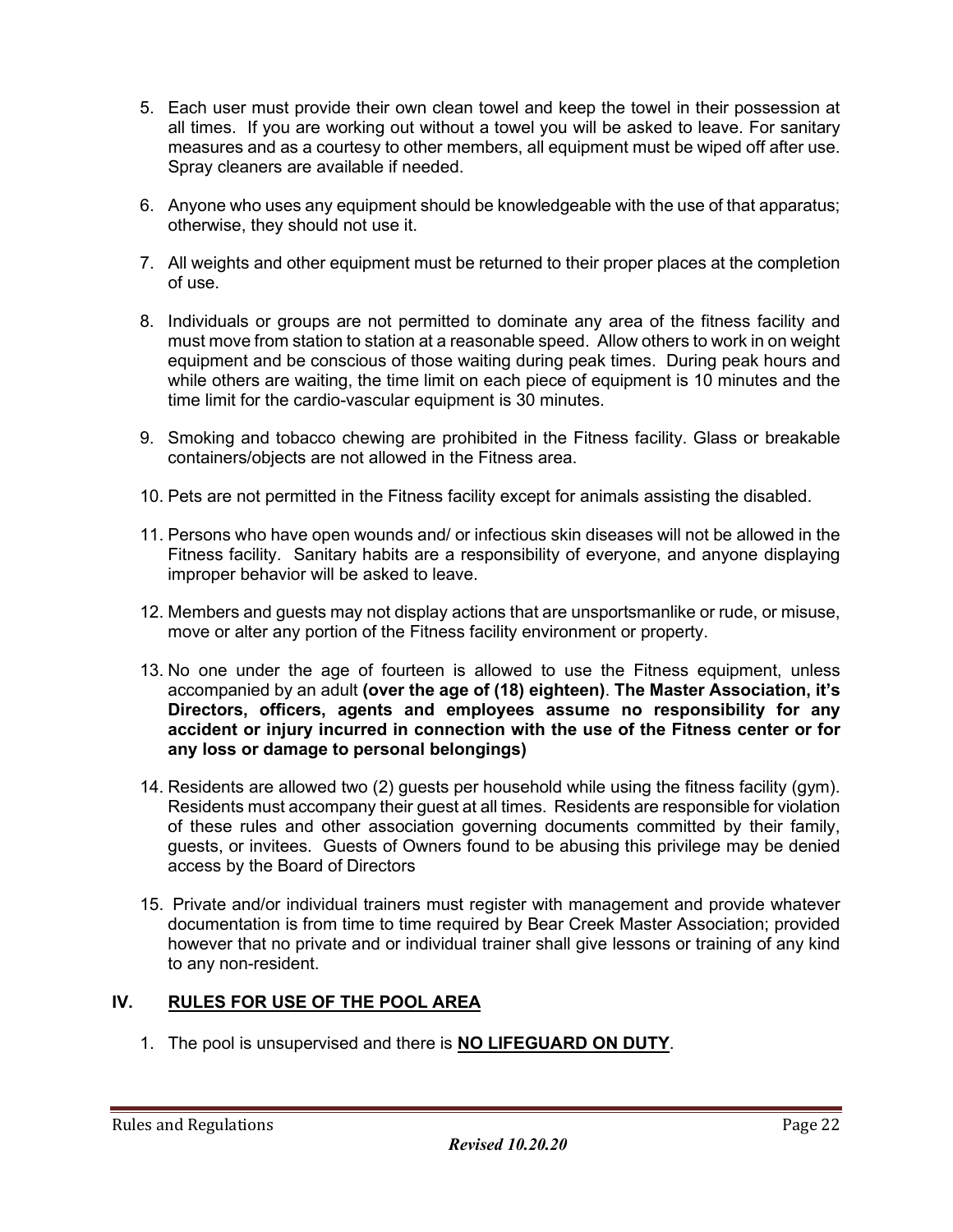5. Each user must provide their own clean towel and keep the towel in their possession at all times. If you are working out without a towel you will be asked to leave. For sanitary measures and as a courtesy to other members, all equipment must be wiped off after use. Spray cleaners are available if needed.

6. Anyone who uses any equipment should be knowledgeable with the use of that apparatus; otherwise, they should not use it.

7. All weights and other equipment must be returned to their proper places at the completion of use.

8. Individuals or groups are not permitted to dominate any area of the fitness facility and must move from station to station at a reasonable speed. Allow others to work in on weight equipment and be conscious of those waiting during peak times. During peak hours and while others are waiting, the time limit on each piece of equipment is 10 minutes and the time limit for the cardio-vascular equipment is 30 minutes.

9. Smoking and tobacco chewing are prohibited in the Fitness facility. Glass or breakable containers/objects are not allowed in the Fitness area.

10. Pets are not permitted in the Fitness facility except for animals assisting the disabled.

11. Persons who have open wounds and/ or infectious skin diseases will not be allowed in the Fitness facility. Sanitary habits are a responsibility of everyone, and anyone displaying improper behavior will be asked to leave.

12. Members and guests may not display actions that are unsportsmanlike or rude, or misuse, move or alter any portion of the Fitness facility environment or property.

13. No one under the age of fourteen is allowed to use the Fitness equipment, unless accompanied by an adult **(over the age of (18) eighteen)**. **The Master Association, it's Directors, officers, agents and employees assume no responsibility for any accident or injury incurred in connection with the use of the Fitness center or for any loss or damage to personal belongings)**

14. Residents are allowed two (2) guests per household while using the fitness facility (gym). Residents must accompany their guest at all times. Residents are responsible for violation of these rules and other association governing documents committed by their family, guests, or invitees. Guests of Owners found to be abusing this privilege may be denied access by the Board of Directors

15. Private and/or individual trainers must register with management and provide whatever documentation is from time to time required by Bear Creek Master Association; provided however that no private and or individual trainer shall give lessons or training of any kind to any non-resident.

## IV. RULES FOR USE OF THE POOL AREA

1. The pool is unsupervised and there is **NO LIFEGUARD ON DUTY**.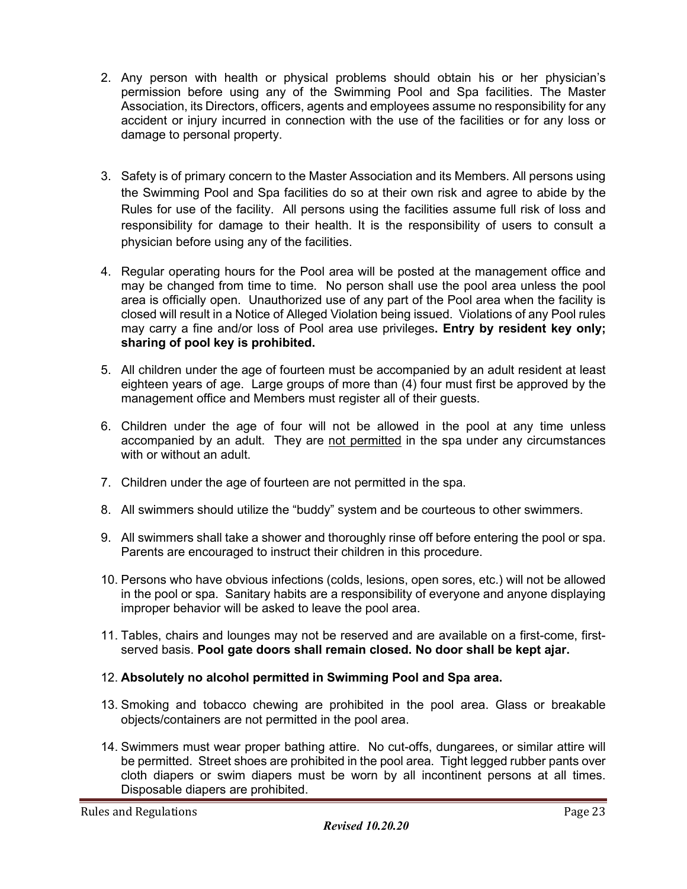2. Any person with health or physical problems should obtain his or her physician's permission before using any of the Swimming Pool and Spa facilities. The Master Association, its Directors, officers, agents and employees assume no responsibility for any accident or injury incurred in connection with the use of the facilities or for any loss or damage to personal property.

3. Safety is of primary concern to the Master Association and its Members. All persons using the Swimming Pool and Spa facilities do so at their own risk and agree to abide by the Rules for use of the facility. All persons using the facilities assume full risk of loss and responsibility for damage to their health. It is the responsibility of users to consult a physician before using any of the facilities.

4. Regular operating hours for the Pool area will be posted at the management office and may be changed from time to time. No person shall use the pool area unless the pool area is officially open. Unauthorized use of any part of the Pool area when the facility is closed will result in a Notice of Alleged Violation being issued. Violations of any Pool rules may carry a fine and/or loss of Pool area use privileges**. Entry by resident key only; sharing of pool key is prohibited.**

5. All children under the age of fourteen must be accompanied by an adult resident at least eighteen years of age. Large groups of more than (4) four must first be approved by the management office and Members must register all of their guests.

6. Children under the age of four will not be allowed in the pool at any time unless accompanied by an adult. They are <u>not permitted</u> in the spa under any circumstances with or without an adult.

7. Children under the age of fourteen are not permitted in the spa.

8. All swimmers should utilize the "buddy" system and be courteous to other swimmers.

9. All swimmers shall take a shower and thoroughly rinse off before entering the pool or spa. Parents are encouraged to instruct their children in this procedure.

10. Persons who have obvious infections (colds, lesions, open sores, etc.) will not be allowed in the pool or spa. Sanitary habits are a responsibility of everyone and anyone displaying improper behavior will be asked to leave the pool area.

11. Tables, chairs and lounges may not be reserved and are available on a first-come, first-served basis. **Pool gate doors shall remain closed. No door shall be kept ajar.**

12. **Absolutely no alcohol permitted in Swimming Pool and Spa area.**

13. Smoking and tobacco chewing are prohibited in the pool area. Glass or breakable objects/containers are not permitted in the pool area.

14. Swimmers must wear proper bathing attire. No cut-offs, dungarees, or similar attire will be permitted. Street shoes are prohibited in the pool area. Tight legged rubber pants over cloth diapers or swim diapers must be worn by all incontinent persons at all times. Disposable diapers are prohibited.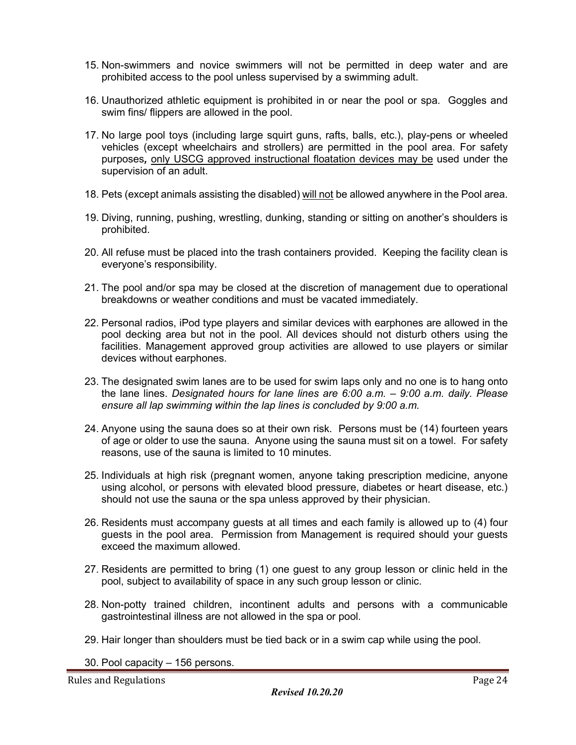15. Non-swimmers and novice swimmers will not be permitted in deep water and are prohibited access to the pool unless supervised by a swimming adult.

16. Unauthorized athletic equipment is prohibited in or near the pool or spa. Goggles and swim fins/ flippers are allowed in the pool.

17. No large pool toys (including large squirt guns, rafts, balls, etc.), play-pens or wheeled vehicles (except wheelchairs and strollers) are permitted in the pool area. For safety purposes***,*** <u>only USCG approved instructional floatation devices may be</u> used under the supervision of an adult.

18. Pets (except animals assisting the disabled) <u>will not</u> be allowed anywhere in the Pool area.

19. Diving, running, pushing, wrestling, dunking, standing or sitting on another's shoulders is prohibited.

20. All refuse must be placed into the trash containers provided. Keeping the facility clean is everyone's responsibility.

21. The pool and/or spa may be closed at the discretion of management due to operational breakdowns or weather conditions and must be vacated immediately.

22. Personal radios, iPod type players and similar devices with earphones are allowed in the pool decking area but not in the pool. All devices should not disturb others using the facilities. Management approved group activities are allowed to use players or similar devices without earphones.

23. The designated swim lanes are to be used for swim laps only and no one is to hang onto the lane lines. *Designated hours for lane lines are 6:00 a.m. – 9:00 a.m. daily. Please ensure all lap swimming within the lap lines is concluded by 9:00 a.m.*

24. Anyone using the sauna does so at their own risk. Persons must be (14) fourteen years of age or older to use the sauna. Anyone using the sauna must sit on a towel. For safety reasons, use of the sauna is limited to 10 minutes.

25. Individuals at high risk (pregnant women, anyone taking prescription medicine, anyone using alcohol, or persons with elevated blood pressure, diabetes or heart disease, etc.) should not use the sauna or the spa unless approved by their physician.

26. Residents must accompany guests at all times and each family is allowed up to (4) four guests in the pool area. Permission from Management is required should your guests exceed the maximum allowed.

27. Residents are permitted to bring (1) one guest to any group lesson or clinic held in the pool, subject to availability of space in any such group lesson or clinic.

28. Non-potty trained children, incontinent adults and persons with a communicable gastrointestinal illness are not allowed in the spa or pool.

29. Hair longer than shoulders must be tied back or in a swim cap while using the pool.

30. Pool capacity – 156 persons.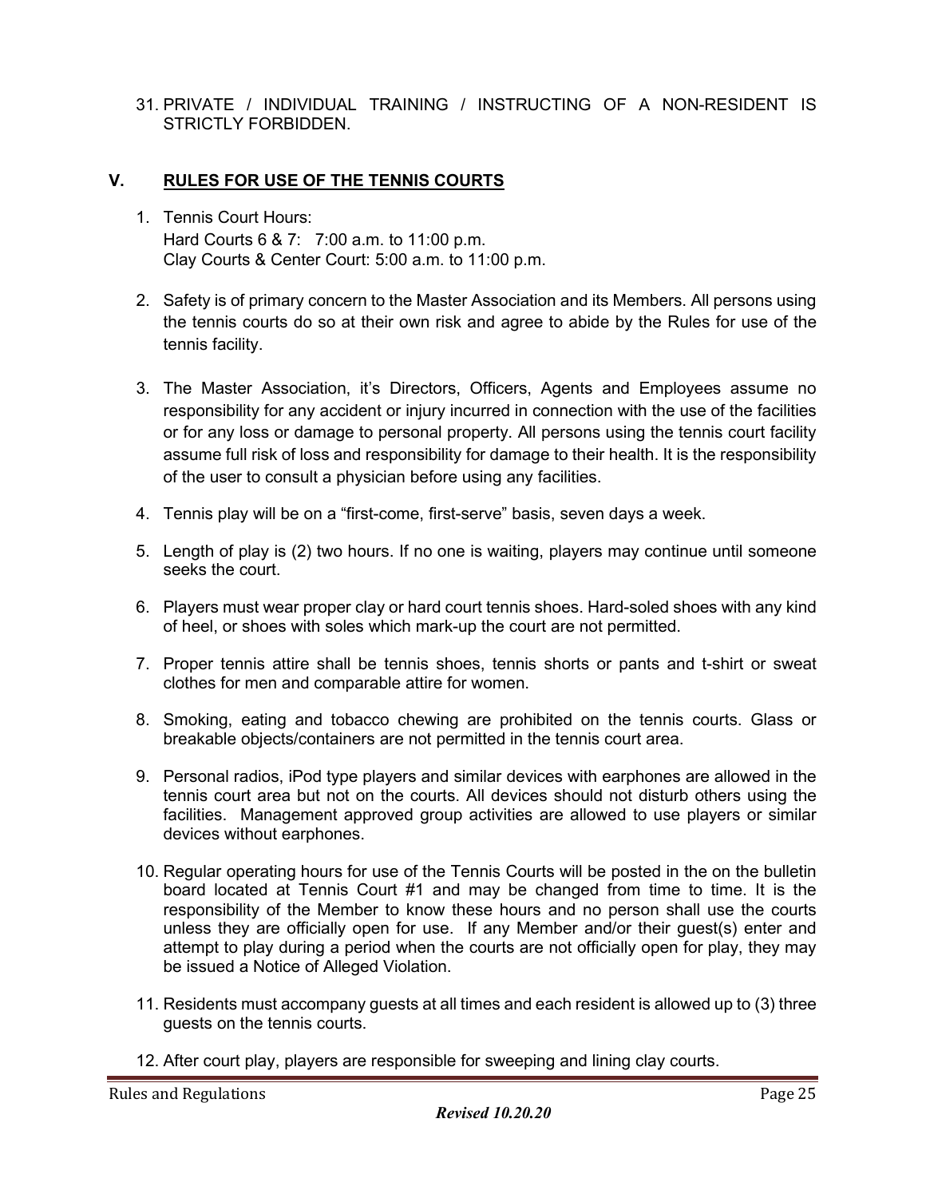31. PRIVATE / INDIVIDUAL TRAINING / INSTRUCTING OF A NON-RESIDENT IS STRICTLY FORBIDDEN.

## V. RULES FOR USE OF THE TENNIS COURTS

1. Tennis Court Hours:
   Hard Courts 6 & 7: 7:00 a.m. to 11:00 p.m.
   Clay Courts & Center Court: 5:00 a.m. to 11:00 p.m.

2. Safety is of primary concern to the Master Association and its Members. All persons using the tennis courts do so at their own risk and agree to abide by the Rules for use of the tennis facility.

3. The Master Association, it's Directors, Officers, Agents and Employees assume no responsibility for any accident or injury incurred in connection with the use of the facilities or for any loss or damage to personal property. All persons using the tennis court facility assume full risk of loss and responsibility for damage to their health. It is the responsibility of the user to consult a physician before using any facilities.

4. Tennis play will be on a "first-come, first-serve" basis, seven days a week.

5. Length of play is (2) two hours. If no one is waiting, players may continue until someone seeks the court.

6. Players must wear proper clay or hard court tennis shoes. Hard-soled shoes with any kind of heel, or shoes with soles which mark-up the court are not permitted.

7. Proper tennis attire shall be tennis shoes, tennis shorts or pants and t-shirt or sweat clothes for men and comparable attire for women.

8. Smoking, eating and tobacco chewing are prohibited on the tennis courts. Glass or breakable objects/containers are not permitted in the tennis court area.

9. Personal radios, iPod type players and similar devices with earphones are allowed in the tennis court area but not on the courts. All devices should not disturb others using the facilities. Management approved group activities are allowed to use players or similar devices without earphones.

10. Regular operating hours for use of the Tennis Courts will be posted in the on the bulletin board located at Tennis Court #1 and may be changed from time to time. It is the responsibility of the Member to know these hours and no person shall use the courts unless they are officially open for use. If any Member and/or their guest(s) enter and attempt to play during a period when the courts are not officially open for play, they may be issued a Notice of Alleged Violation.

11. Residents must accompany guests at all times and each resident is allowed up to (3) three guests on the tennis courts.

12. After court play, players are responsible for sweeping and lining clay courts.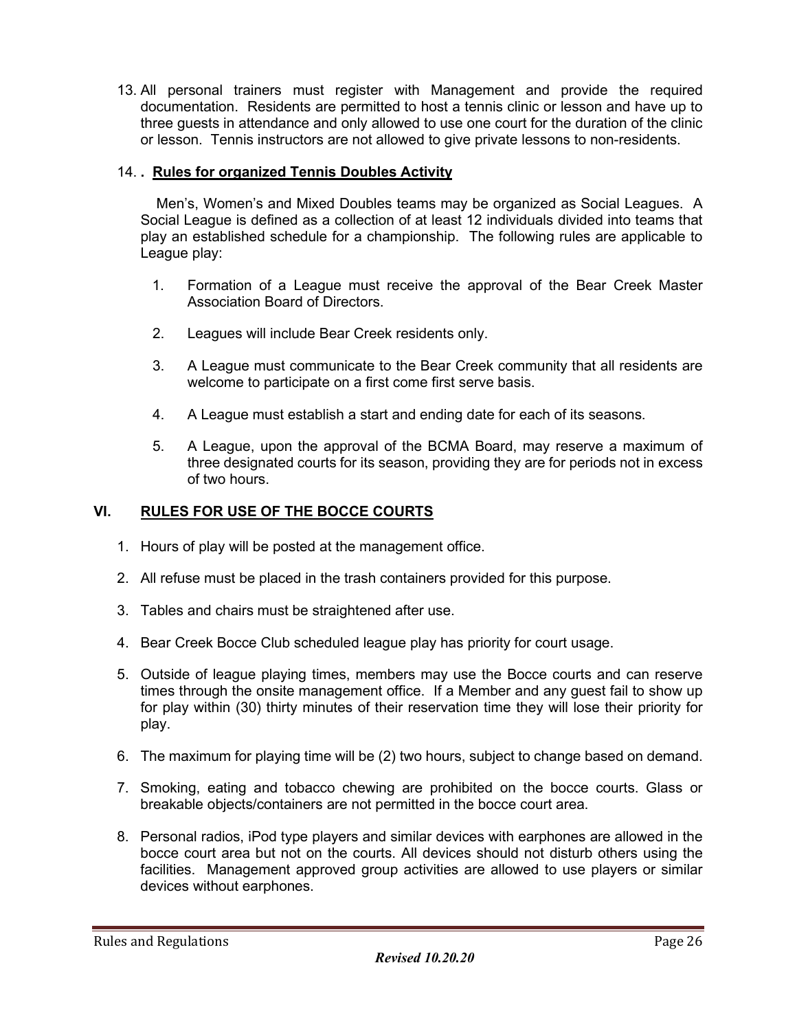13. All personal trainers must register with Management and provide the required documentation. Residents are permitted to host a tennis clinic or lesson and have up to three guests in attendance and only allowed to use one court for the duration of the clinic or lesson. Tennis instructors are not allowed to give private lessons to non-residents.

14. **. Rules for organized Tennis Doubles Activity**

Men's, Women's and Mixed Doubles teams may be organized as Social Leagues. A Social League is defined as a collection of at least 12 individuals divided into teams that play an established schedule for a championship. The following rules are applicable to League play:

1. Formation of a League must receive the approval of the Bear Creek Master Association Board of Directors.

2. Leagues will include Bear Creek residents only.

3. A League must communicate to the Bear Creek community that all residents are welcome to participate on a first come first serve basis.

4. A League must establish a start and ending date for each of its seasons.

5. A League, upon the approval of the BCMA Board, may reserve a maximum of three designated courts for its season, providing they are for periods not in excess of two hours.

## VI. RULES FOR USE OF THE BOCCE COURTS

1. Hours of play will be posted at the management office.

2. All refuse must be placed in the trash containers provided for this purpose.

3. Tables and chairs must be straightened after use.

4. Bear Creek Bocce Club scheduled league play has priority for court usage.

5. Outside of league playing times, members may use the Bocce courts and can reserve times through the onsite management office. If a Member and any guest fail to show up for play within (30) thirty minutes of their reservation time they will lose their priority for play.

6. The maximum for playing time will be (2) two hours, subject to change based on demand.

7. Smoking, eating and tobacco chewing are prohibited on the bocce courts. Glass or breakable objects/containers are not permitted in the bocce court area.

8. Personal radios, iPod type players and similar devices with earphones are allowed in the bocce court area but not on the courts. All devices should not disturb others using the facilities. Management approved group activities are allowed to use players or similar devices without earphones.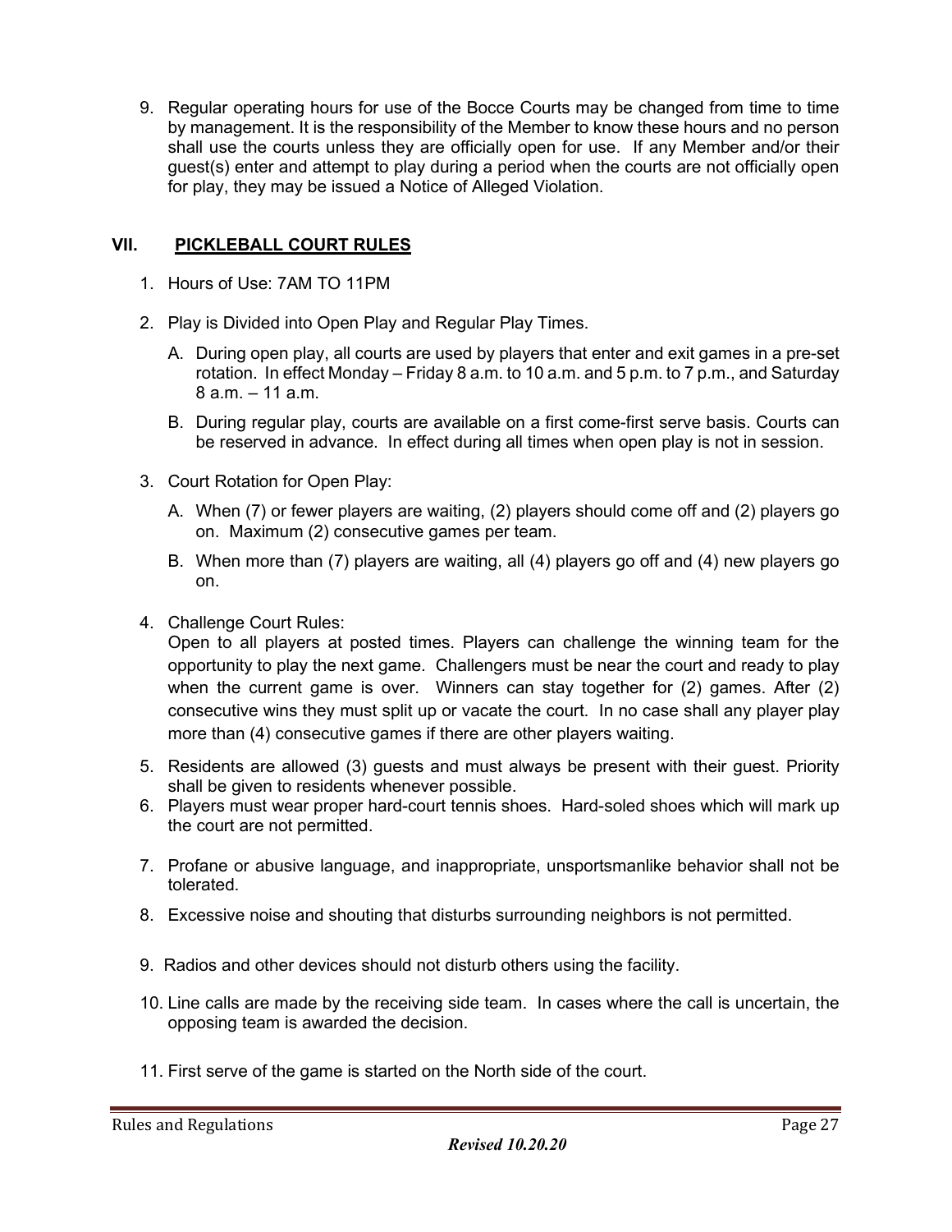9. Regular operating hours for use of the Bocce Courts may be changed from time to time by management. It is the responsibility of the Member to know these hours and no person shall use the courts unless they are officially open for use. If any Member and/or their guest(s) enter and attempt to play during a period when the courts are not officially open for play, they may be issued a Notice of Alleged Violation.

## VII. PICKLEBALL COURT RULES

1. Hours of Use: 7AM TO 11PM

2. Play is Divided into Open Play and Regular Play Times.

   A. During open play, all courts are used by players that enter and exit games in a pre-set rotation. In effect Monday – Friday 8 a.m. to 10 a.m. and 5 p.m. to 7 p.m., and Saturday 8 a.m. – 11 a.m.

   B. During regular play, courts are available on a first come-first serve basis. Courts can be reserved in advance. In effect during all times when open play is not in session.

3. Court Rotation for Open Play:

   A. When (7) or fewer players are waiting, (2) players should come off and (2) players go on. Maximum (2) consecutive games per team.

   B. When more than (7) players are waiting, all (4) players go off and (4) new players go on.

4. Challenge Court Rules:
   Open to all players at posted times. Players can challenge the winning team for the opportunity to play the next game. Challengers must be near the court and ready to play when the current game is over. Winners can stay together for (2) games. After (2) consecutive wins they must split up or vacate the court. In no case shall any player play more than (4) consecutive games if there are other players waiting.

5. Residents are allowed (3) guests and must always be present with their guest. Priority shall be given to residents whenever possible.

6. Players must wear proper hard-court tennis shoes. Hard-soled shoes which will mark up the court are not permitted.

7. Profane or abusive language, and inappropriate, unsportsmanlike behavior shall not be tolerated.

8. Excessive noise and shouting that disturbs surrounding neighbors is not permitted.

9. Radios and other devices should not disturb others using the facility.

10. Line calls are made by the receiving side team. In cases where the call is uncertain, the opposing team is awarded the decision.

11. First serve of the game is started on the North side of the court.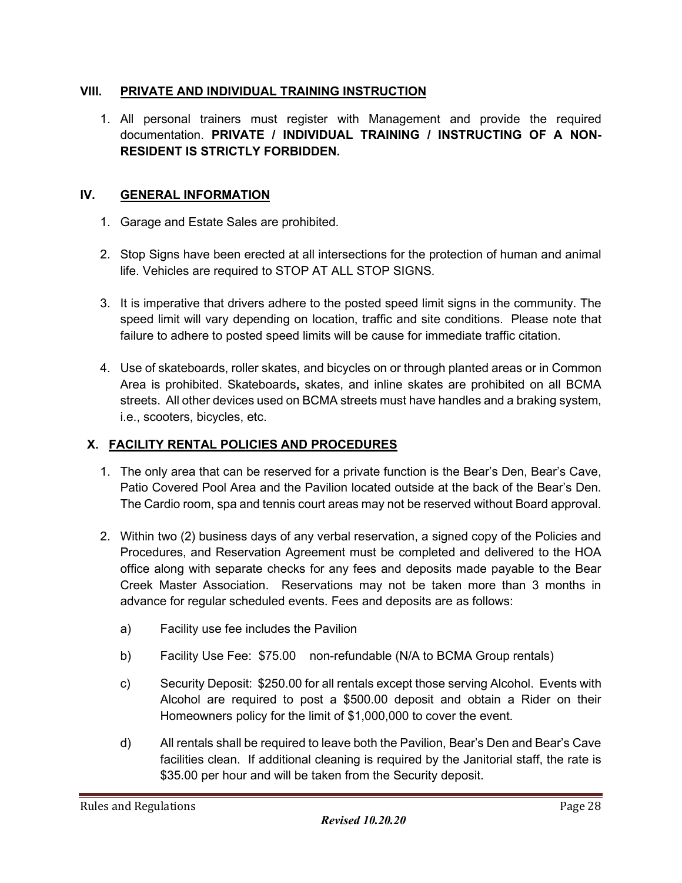## VIII. PRIVATE AND INDIVIDUAL TRAINING INSTRUCTION

1. All personal trainers must register with Management and provide the required documentation. **PRIVATE / INDIVIDUAL TRAINING / INSTRUCTING OF A NON-RESIDENT IS STRICTLY FORBIDDEN.**

## IV. GENERAL INFORMATION

1. Garage and Estate Sales are prohibited.

2. Stop Signs have been erected at all intersections for the protection of human and animal life. Vehicles are required to STOP AT ALL STOP SIGNS.

3. It is imperative that drivers adhere to the posted speed limit signs in the community. The speed limit will vary depending on location, traffic and site conditions. Please note that failure to adhere to posted speed limits will be cause for immediate traffic citation.

4. Use of skateboards, roller skates, and bicycles on or through planted areas or in Common Area is prohibited. Skateboards**,** skates, and inline skates are prohibited on all BCMA streets. All other devices used on BCMA streets must have handles and a braking system, i.e., scooters, bicycles, etc.

## X. FACILITY RENTAL POLICIES AND PROCEDURES

1. The only area that can be reserved for a private function is the Bear's Den, Bear's Cave, Patio Covered Pool Area and the Pavilion located outside at the back of the Bear's Den. The Cardio room, spa and tennis court areas may not be reserved without Board approval.

2. Within two (2) business days of any verbal reservation, a signed copy of the Policies and Procedures, and Reservation Agreement must be completed and delivered to the HOA office along with separate checks for any fees and deposits made payable to the Bear Creek Master Association. Reservations may not be taken more than 3 months in advance for regular scheduled events. Fees and deposits are as follows:

   a) Facility use fee includes the Pavilion

   b) Facility Use Fee: $75.00 non-refundable (N/A to BCMA Group rentals)

   c) Security Deposit: $250.00 for all rentals except those serving Alcohol. Events with Alcohol are required to post a $500.00 deposit and obtain a Rider on their Homeowners policy for the limit of $1,000,000 to cover the event.

   d) All rentals shall be required to leave both the Pavilion, Bear's Den and Bear's Cave facilities clean. If additional cleaning is required by the Janitorial staff, the rate is $35.00 per hour and will be taken from the Security deposit.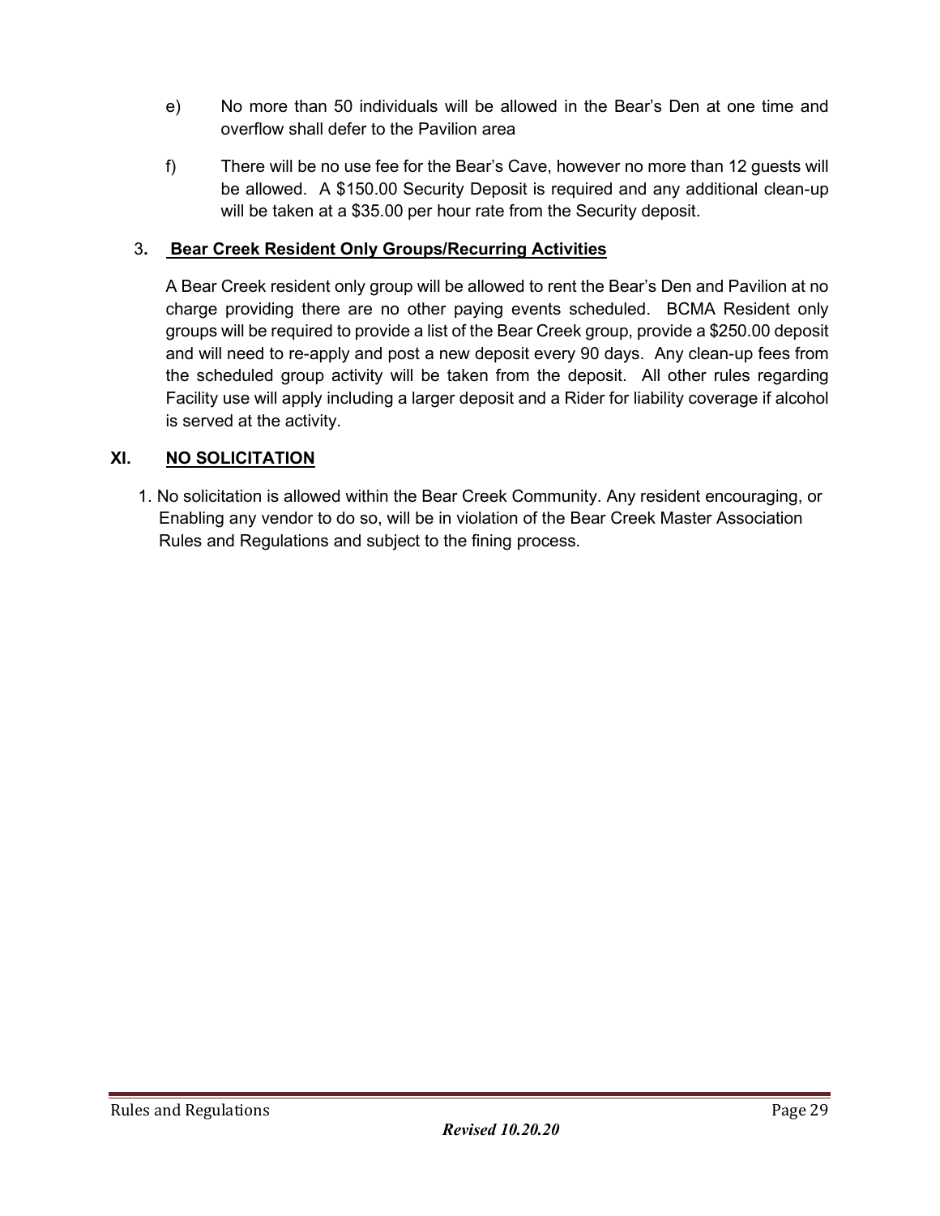e) No more than 50 individuals will be allowed in the Bear's Den at one time and overflow shall defer to the Pavilion area

f) There will be no use fee for the Bear's Cave, however no more than 12 guests will be allowed. A $150.00 Security Deposit is required and any additional clean-up will be taken at a $35.00 per hour rate from the Security deposit.

### 3. Bear Creek Resident Only Groups/Recurring Activities

A Bear Creek resident only group will be allowed to rent the Bear's Den and Pavilion at no charge providing there are no other paying events scheduled. BCMA Resident only groups will be required to provide a list of the Bear Creek group, provide a $250.00 deposit and will need to re-apply and post a new deposit every 90 days. Any clean-up fees from the scheduled group activity will be taken from the deposit. All other rules regarding Facility use will apply including a larger deposit and a Rider for liability coverage if alcohol is served at the activity.

## XI. NO SOLICITATION

1. No solicitation is allowed within the Bear Creek Community. Any resident encouraging, or Enabling any vendor to do so, will be in violation of the Bear Creek Master Association Rules and Regulations and subject to the fining process.